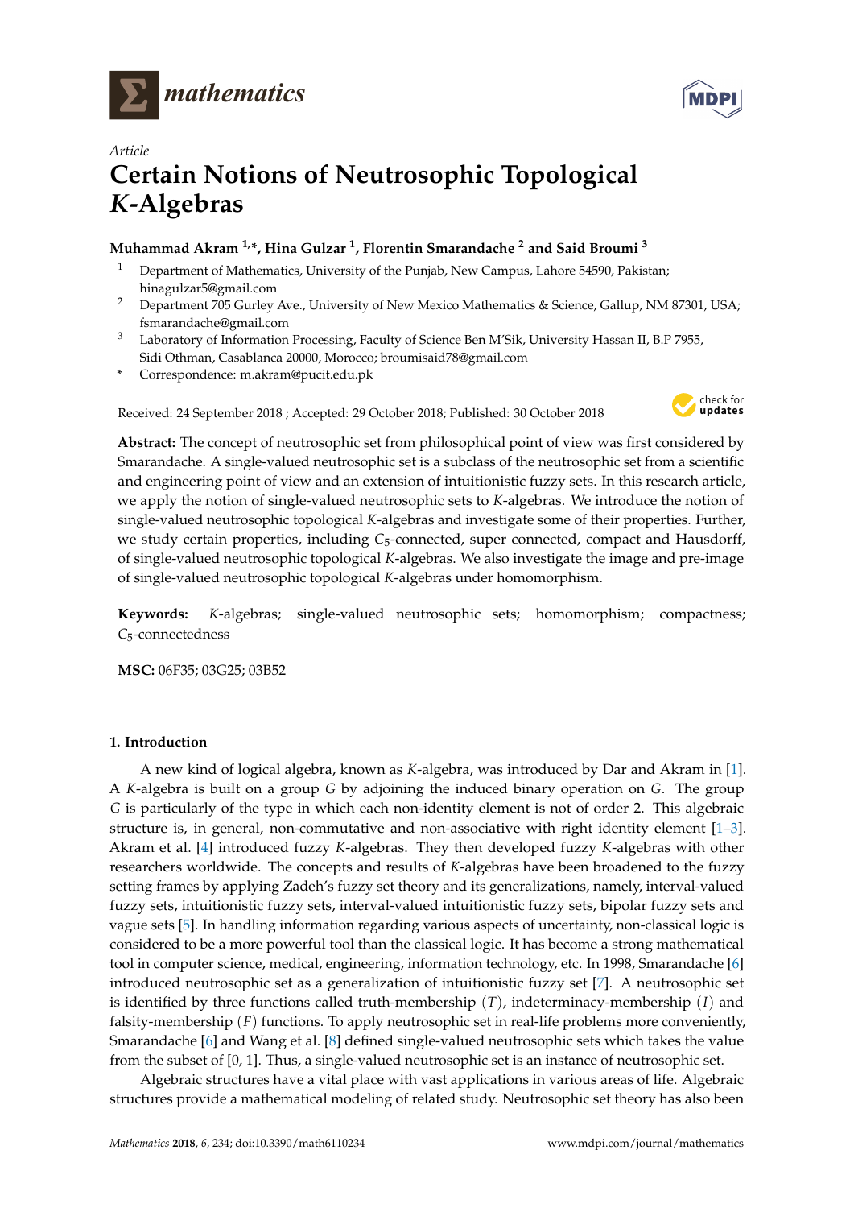*Article*

# Certain Notions of Neutrosophic Topological *K*-Algebras

**Muhammad Akram [1,*], Hina Gulzar [1], Florentin Smarandache [2] and Said Broumi [3]**

[1] Department of Mathematics, University of the Punjab, New Campus, Lahore 54590, Pakistan; hinagulzar5@gmail.com

[2] Department 705 Gurley Ave., University of New Mexico Mathematics & Science, Gallup, NM 87301, USA; fsmarandache@gmail.com

[3] Laboratory of Information Processing, Faculty of Science Ben M'Sik, University Hassan II, B.P 7955, Sidi Othman, Casablanca 20000, Morocco; broumisaid78@gmail.com

\* Correspondence: m.akram@pucit.edu.pk

Received: 24 September 2018 ; Accepted: 29 October 2018; Published: 30 October 2018

**Abstract:** The concept of neutrosophic set from philosophical point of view was first considered by Smarandache. A single-valued neutrosophic set is a subclass of the neutrosophic set from a scientific and engineering point of view and an extension of intuitionistic fuzzy sets. In this research article, we apply the notion of single-valued neutrosophic sets to *K*-algebras. We introduce the notion of single-valued neutrosophic topological *K*-algebras and investigate some of their properties. Further, we study certain properties, including $C_5$-connected, super connected, compact and Hausdorff, of single-valued neutrosophic topological *K*-algebras. We also investigate the image and pre-image of single-valued neutrosophic topological *K*-algebras under homomorphism.

**Keywords:** *K*-algebras; single-valued neutrosophic sets; homomorphism; compactness; $C_5$-connectedness

**MSC:** 06F35; 03G25; 03B52

## 1. Introduction

A new kind of logical algebra, known as *K*-algebra, was introduced by Dar and Akram in [1]. A *K*-algebra is built on a group $G$ by adjoining the induced binary operation on $G$. The group $G$ is particularly of the type in which each non-identity element is not of order 2. This algebraic structure is, in general, non-commutative and non-associative with right identity element [1–3]. Akram et al. [4] introduced fuzzy *K*-algebras. They then developed fuzzy *K*-algebras with other researchers worldwide. The concepts and results of *K*-algebras have been broadened to the fuzzy setting frames by applying Zadeh's fuzzy set theory and its generalizations, namely, interval-valued fuzzy sets, intuitionistic fuzzy sets, interval-valued intuitionistic fuzzy sets, bipolar fuzzy sets and vague sets [5]. In handling information regarding various aspects of uncertainty, non-classical logic is considered to be a more powerful tool than the classical logic. It has become a strong mathematical tool in computer science, medical, engineering, information technology, etc. In 1998, Smarandache [6] introduced neutrosophic set as a generalization of intuitionistic fuzzy set [7]. A neutrosophic set is identified by three functions called truth-membership $(T)$, indeterminacy-membership $(I)$ and falsity-membership $(F)$ functions. To apply neutrosophic set in real-life problems more conveniently, Smarandache [6] and Wang et al. [8] defined single-valued neutrosophic sets which takes the value from the subset of [0, 1]. Thus, a single-valued neutrosophic set is an instance of neutrosophic set.

Algebraic structures have a vital place with vast applications in various areas of life. Algebraic structures provide a mathematical modeling of related study. Neutrosophic set theory has also been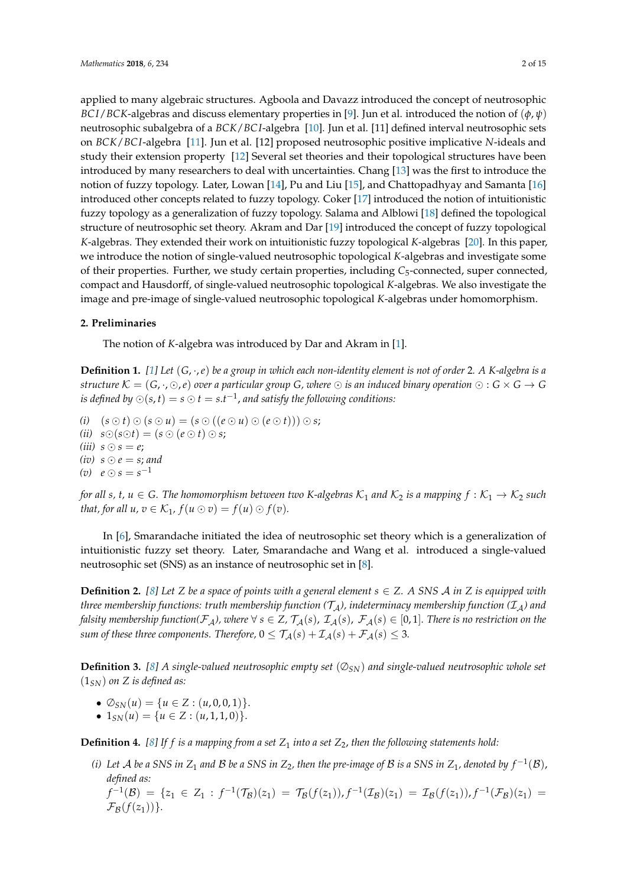applied to many algebraic structures. Agboola and Davazz introduced the concept of neutrosophic $BCI/BCK$-algebras and discuss elementary properties in [9]. Jun et al. introduced the notion of $(\phi, \psi)$ neutrosophic subalgebra of a $BCK/BCI$-algebra [10]. Jun et al. [11] defined interval neutrosophic sets on $BCK/BCI$-algebra [11]. Jun et al. [12] proposed neutrosophic positive implicative $N$-ideals and study their extension property [12] Several set theories and their topological structures have been introduced by many researchers to deal with uncertainties. Chang [13] was the first to introduce the notion of fuzzy topology. Later, Lowan [14], Pu and Liu [15], and Chattopadhyay and Samanta [16] introduced other concepts related to fuzzy topology. Coker [17] introduced the notion of intuitionistic fuzzy topology as a generalization of fuzzy topology. Salama and Alblowi [18] defined the topological structure of neutrosophic set theory. Akram and Dar [19] introduced the concept of fuzzy topological $K$-algebras. They extended their work on intuitionistic fuzzy topological $K$-algebras [20]. In this paper, we introduce the notion of single-valued neutrosophic topological $K$-algebras and investigate some of their properties. Further, we study certain properties, including $C_5$-connected, super connected, compact and Hausdorff, of single-valued neutrosophic topological $K$-algebras. We also investigate the image and pre-image of single-valued neutrosophic topological $K$-algebras under homomorphism.

## 2. Preliminaries

The notion of $K$-algebra was introduced by Dar and Akram in [1].

**Definition 1.** *[1] Let $(G, \cdot, e)$ be a group in which each non-identity element is not of order 2. A K-algebra is a structure $\mathcal{K} = (G, \cdot, \odot, e)$ over a particular group G, where $\odot$ is an induced binary operation $\odot : G \times G \to G$ is defined by $\odot(s, t) = s \odot t = s.t^{-1}$, and satisfy the following conditions:*

*(i)* $(s \odot t) \odot (s \odot u) = (s \odot ((e \odot u) \odot (e \odot t))) \odot s$;
*(ii)* $s \odot (s \odot t) = (s \odot (e \odot t) \odot s$;
*(iii)* $s \odot s = e$;
*(iv)* $s \odot e = s$; *and*
*(v)* $e \odot s = s^{-1}$

*for all s, t, u $\in$ G. The homomorphism between two K-algebras $\mathcal{K}_1$ and $\mathcal{K}_2$ is a mapping $f : \mathcal{K}_1 \to \mathcal{K}_2$ such that, for all $u, v \in \mathcal{K}_1$, $f(u \odot v) = f(u) \odot f(v)$.*

In [6], Smarandache initiated the idea of neutrosophic set theory which is a generalization of intuitionistic fuzzy set theory. Later, Smarandache and Wang et al. introduced a single-valued neutrosophic set (SNS) as an instance of neutrosophic set in [8].

**Definition 2.** *[8] Let Z be a space of points with a general element $s \in Z$. A SNS $\mathcal{A}$ in Z is equipped with three membership functions: truth membership function ($\mathcal{T}_{\mathcal{A}}$), indeterminacy membership function ($\mathcal{I}_{\mathcal{A}}$) and falsity membership function($\mathcal{F}_{\mathcal{A}}$), where $\forall$ $s \in Z$, $\mathcal{T}_{\mathcal{A}}(s)$, $\mathcal{I}_{\mathcal{A}}(s)$, $\mathcal{F}_{\mathcal{A}}(s) \in [0, 1]$. There is no restriction on the sum of these three components. Therefore, $0 \leq \mathcal{T}_{\mathcal{A}}(s) + \mathcal{I}_{\mathcal{A}}(s) + \mathcal{F}_{\mathcal{A}}(s) \leq 3$.*

**Definition 3.** *[8] A single-valued neutrosophic empty set ($\emptyset_{SN}$) and single-valued neutrosophic whole set ($1_{SN}$) on Z is defined as:*

- $\emptyset_{SN}(u) = \{u \in Z : (u, 0, 0, 1)\}$.
- $1_{SN}(u) = \{u \in Z : (u, 1, 1, 0)\}$.

**Definition 4.** *[8] If f is a mapping from a set $Z_1$ into a set $Z_2$, then the following statements hold:*

*(i) Let $\mathcal{A}$ be a SNS in $Z_1$ and $\mathcal{B}$ be a SNS in $Z_2$, then the pre-image of $\mathcal{B}$ is a SNS in $Z_1$, denoted by $f^{-1}(\mathcal{B})$, defined as:*
$f^{-1}(\mathcal{B}) = \{z_1 \in Z_1 : f^{-1}(\mathcal{T}_{\mathcal{B}})(z_1) = \mathcal{T}_{\mathcal{B}}(f(z_1)), f^{-1}(\mathcal{I}_{\mathcal{B}})(z_1) = \mathcal{I}_{\mathcal{B}}(f(z_1)), f^{-1}(\mathcal{F}_{\mathcal{B}})(z_1) = \mathcal{F}_{\mathcal{B}}(f(z_1))\}$.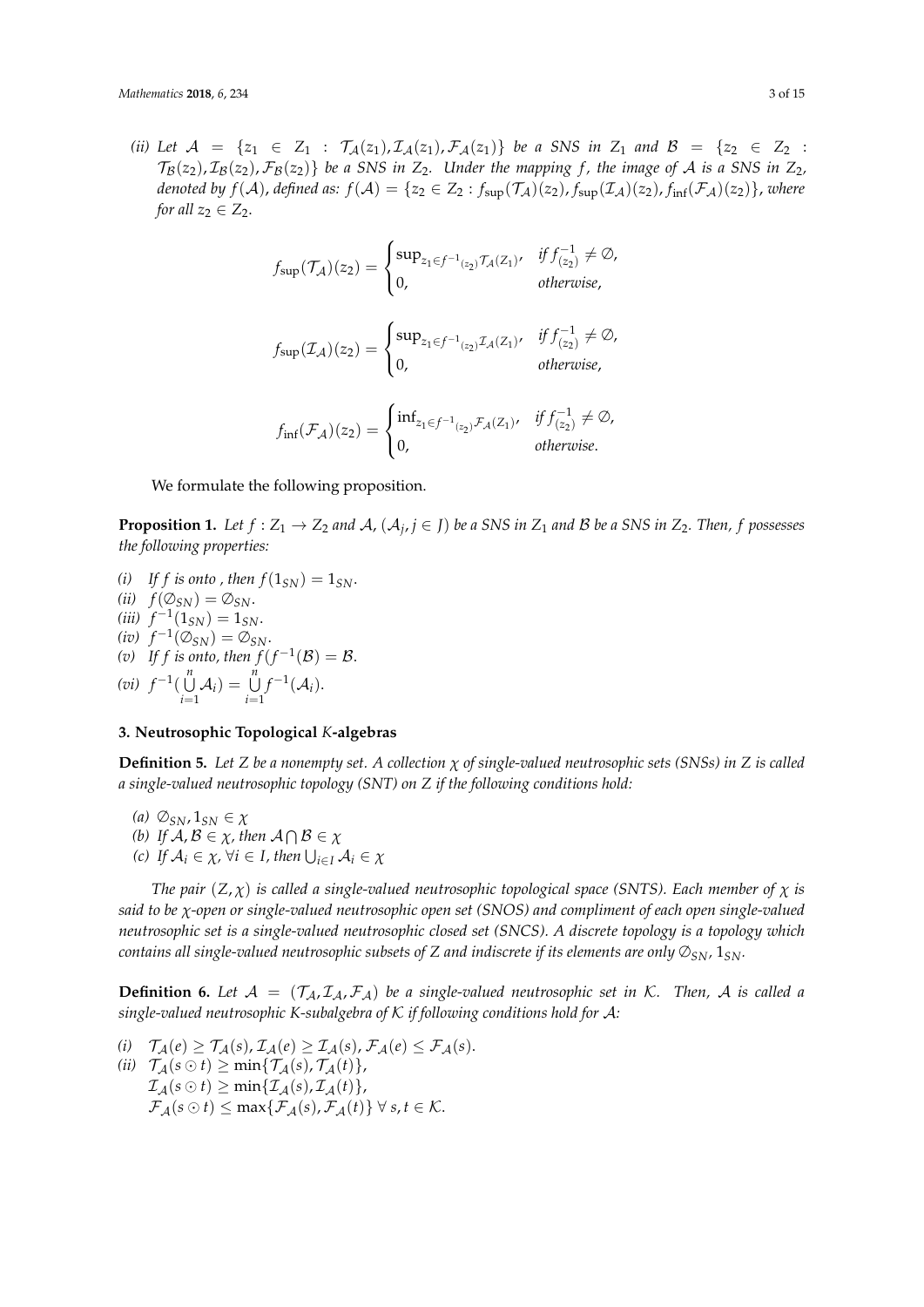*(ii)* Let $\mathcal{A} = \{z_1 \in Z_1 : \mathcal{T}_{\mathcal{A}}(z_1), \mathcal{I}_{\mathcal{A}}(z_1), \mathcal{F}_{\mathcal{A}}(z_1)\}$ be a SNS in $Z_1$ and $\mathcal{B} = \{z_2 \in Z_2 : \mathcal{T}_{\mathcal{B}}(z_2), \mathcal{I}_{\mathcal{B}}(z_2), \mathcal{F}_{\mathcal{B}}(z_2)\}$ be a SNS in $Z_2$. Under the mapping $f$, the image of $\mathcal{A}$ is a SNS in $Z_2$, denoted by $f(\mathcal{A})$, defined as: $f(\mathcal{A}) = \{z_2 \in Z_2 : f_{\sup}(\mathcal{T}_{\mathcal{A}})(z_2), f_{\sup}(\mathcal{I}_{\mathcal{A}})(z_2), f_{\inf}(\mathcal{F}_{\mathcal{A}})(z_2)\}$, where for all $z_2 \in Z_2$.

$$f_{\sup}(\mathcal{T}_{\mathcal{A}})(z_2) = \begin{cases} \sup_{z_1 \in f^{-1}(z_2)} \mathcal{T}_{\mathcal{A}}(Z_1), & \text{if } f^{-1}_{(z_2)} \neq \emptyset, \\ 0, & \text{otherwise,} \end{cases}$$

$$f_{\sup}(\mathcal{I}_{\mathcal{A}})(z_2) = \begin{cases} \sup_{z_1 \in f^{-1}(z_2)} \mathcal{I}_{\mathcal{A}}(Z_1), & \text{if } f^{-1}_{(z_2)} \neq \emptyset, \\ 0, & \text{otherwise,} \end{cases}$$

$$f_{\inf}(\mathcal{F}_{\mathcal{A}})(z_2) = \begin{cases} \inf_{z_1 \in f^{-1}(z_2)} \mathcal{F}_{\mathcal{A}}(Z_1), & \text{if } f^{-1}_{(z_2)} \neq \emptyset, \\ 0, & \text{otherwise.} \end{cases}$$

We formulate the following proposition.

**Proposition 1.** *Let $f : Z_1 \to Z_2$ and $\mathcal{A}, (\mathcal{A}_j, j \in J)$ be a SNS in $Z_1$ and $\mathcal{B}$ be a SNS in $Z_2$. Then, $f$ possesses the following properties:*

*(i)* If $f$ is onto , then $f(1_{SN}) = 1_{SN}$.
*(ii)* $f(\emptyset_{SN}) = \emptyset_{SN}$.
*(iii)* $f^{-1}(1_{SN}) = 1_{SN}$.
*(iv)* $f^{-1}(\emptyset_{SN}) = \emptyset_{SN}$.
*(v)* If $f$ is onto, then $f(f^{-1}(\mathcal{B}) = \mathcal{B}$.
*(vi)* $f^{-1}(\bigcup_{i=1}^{n} \mathcal{A}_i) = \bigcup_{i=1}^{n} f^{-1}(\mathcal{A}_i)$.

## 3. Neutrosophic Topological *K*-algebras

**Definition 5.** *Let $Z$ be a nonempty set. A collection $\chi$ of single-valued neutrosophic sets (SNSs) in $Z$ is called a single-valued neutrosophic topology (SNT) on $Z$ if the following conditions hold:*

*(a)* $\emptyset_{SN}, 1_{SN} \in \chi$
*(b)* If $\mathcal{A}, \mathcal{B} \in \chi$, then $\mathcal{A} \bigcap \mathcal{B} \in \chi$
*(c)* If $\mathcal{A}_i \in \chi$, $\forall i \in I$, then $\bigcup_{i \in I} \mathcal{A}_i \in \chi$

*The pair $(Z, \chi)$ is called a single-valued neutrosophic topological space (SNTS). Each member of $\chi$ is said to be $\chi$-open or single-valued neutrosophic open set (SNOS) and compliment of each open single-valued neutrosophic set is a single-valued neutrosophic closed set (SNCS). A discrete topology is a topology which contains all single-valued neutrosophic subsets of $Z$ and indiscrete if its elements are only $\emptyset_{SN}$, $1_{SN}$.*

**Definition 6.** *Let $\mathcal{A} = (\mathcal{T}_{\mathcal{A}}, \mathcal{I}_{\mathcal{A}}, \mathcal{F}_{\mathcal{A}})$ be a single-valued neutrosophic set in $\mathcal{K}$. Then, $\mathcal{A}$ is called a single-valued neutrosophic K-subalgebra of $\mathcal{K}$ if following conditions hold for $\mathcal{A}$:*

*(i)* $\mathcal{T}_{\mathcal{A}}(e) \geq \mathcal{T}_{\mathcal{A}}(s), \mathcal{I}_{\mathcal{A}}(e) \geq \mathcal{I}_{\mathcal{A}}(s), \mathcal{F}_{\mathcal{A}}(e) \leq \mathcal{F}_{\mathcal{A}}(s)$.
*(ii)* $\mathcal{T}_{\mathcal{A}}(s \odot t) \geq \min\{\mathcal{T}_{\mathcal{A}}(s), \mathcal{T}_{\mathcal{A}}(t)\}$,
$\mathcal{I}_{\mathcal{A}}(s \odot t) \geq \min\{\mathcal{I}_{\mathcal{A}}(s), \mathcal{I}_{\mathcal{A}}(t)\}$,
$\mathcal{F}_{\mathcal{A}}(s \odot t) \leq \max\{\mathcal{F}_{\mathcal{A}}(s), \mathcal{F}_{\mathcal{A}}(t)\}$ $\forall\, s, t \in \mathcal{K}$.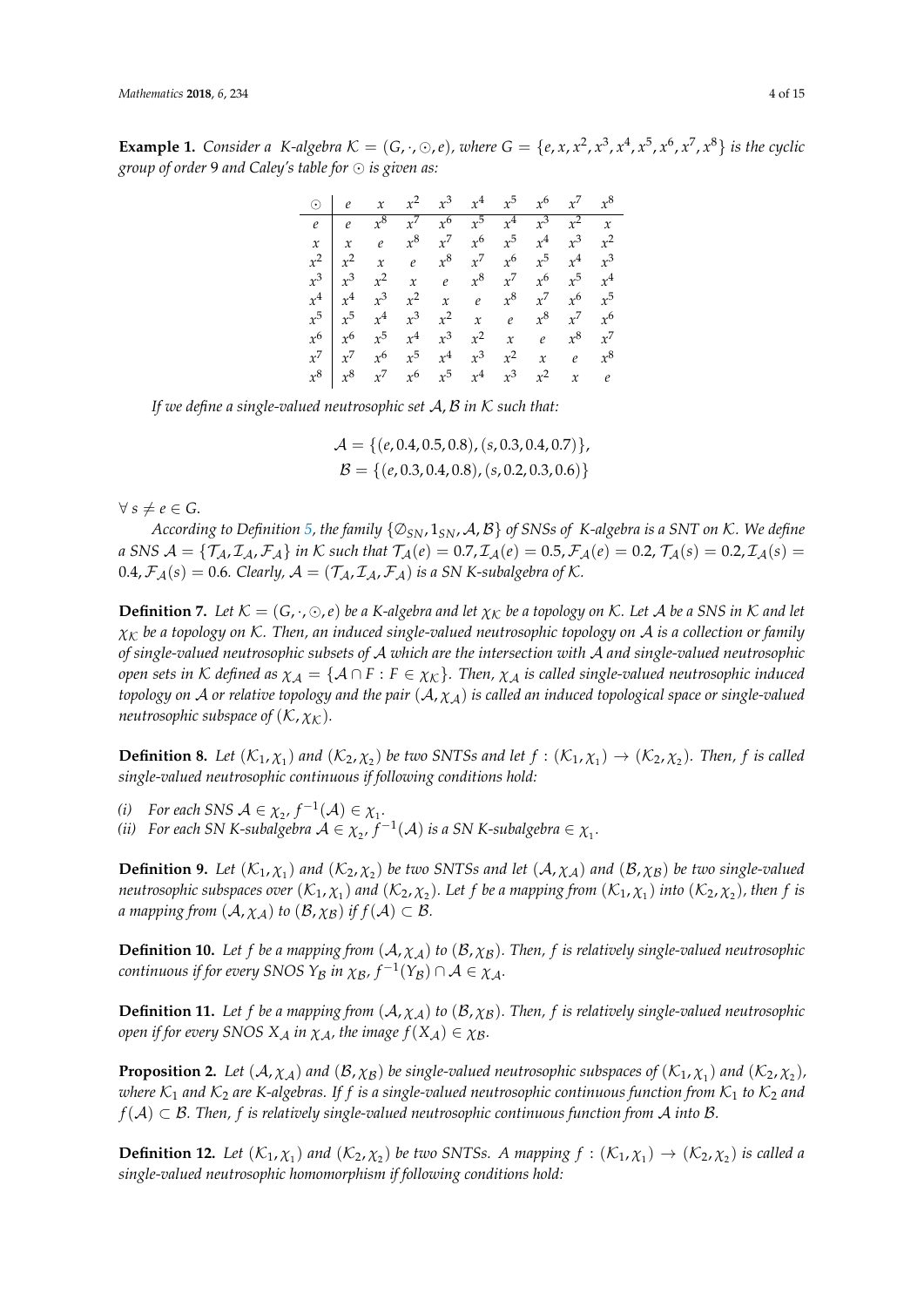**Example 1.** *Consider a K-algebra $\mathcal{K} = (G, \cdot, \odot, e)$, where $G = \{e, x, x^2, x^3, x^4, x^5, x^6, x^7, x^8\}$ is the cyclic group of order 9 and Caley's table for $\odot$ is given as:*

| $\odot$ | $e$ | $x$ | $x^2$ | $x^3$ | $x^4$ | $x^5$ | $x^6$ | $x^7$ | $x^8$ |
|---|---|---|---|---|---|---|---|---|---|
| $e$ | $e$ | $x^8$ | $x^7$ | $x^6$ | $x^5$ | $x^4$ | $x^3$ | $x^2$ | $x$ |
| $x$ | $x$ | $e$ | $x^8$ | $x^7$ | $x^6$ | $x^5$ | $x^4$ | $x^3$ | $x^2$ |
| $x^2$ | $x^2$ | $x$ | $e$ | $x^8$ | $x^7$ | $x^6$ | $x^5$ | $x^4$ | $x^3$ |
| $x^3$ | $x^3$ | $x^2$ | $x$ | $e$ | $x^8$ | $x^7$ | $x^6$ | $x^5$ | $x^4$ |
| $x^4$ | $x^4$ | $x^3$ | $x^2$ | $x$ | $e$ | $x^8$ | $x^7$ | $x^6$ | $x^5$ |
| $x^5$ | $x^5$ | $x^4$ | $x^3$ | $x^2$ | $x$ | $e$ | $x^8$ | $x^7$ | $x^6$ |
| $x^6$ | $x^6$ | $x^5$ | $x^4$ | $x^3$ | $x^2$ | $x$ | $e$ | $x^8$ | $x^7$ |
| $x^7$ | $x^7$ | $x^6$ | $x^5$ | $x^4$ | $x^3$ | $x^2$ | $x$ | $e$ | $x^8$ |
| $x^8$ | $x^8$ | $x^7$ | $x^6$ | $x^5$ | $x^4$ | $x^3$ | $x^2$ | $x$ | $e$ |

*If we define a single-valued neutrosophic set $\mathcal{A}, \mathcal{B}$ in $\mathcal{K}$ such that:*

$$\mathcal{A} = \{(e, 0.4, 0.5, 0.8), (s, 0.3, 0.4, 0.7)\},$$
$$\mathcal{B} = \{(e, 0.3, 0.4, 0.8), (s, 0.2, 0.3, 0.6)\}$$

$\forall\, s \neq e \in G$.

*According to Definition 5, the family $\{\emptyset_{SN}, 1_{SN}, \mathcal{A}, \mathcal{B}\}$ of SNSs of K-algebra is a SNT on $\mathcal{K}$. We define a SNS $\mathcal{A} = \{\mathcal{T}_{\mathcal{A}}, \mathcal{I}_{\mathcal{A}}, \mathcal{F}_{\mathcal{A}}\}$ in $\mathcal{K}$ such that $\mathcal{T}_{\mathcal{A}}(e) = 0.7, \mathcal{I}_{\mathcal{A}}(e) = 0.5, \mathcal{F}_{\mathcal{A}}(e) = 0.2, \mathcal{T}_{\mathcal{A}}(s) = 0.2, \mathcal{I}_{\mathcal{A}}(s) = 0.4, \mathcal{F}_{\mathcal{A}}(s) = 0.6$. Clearly, $\mathcal{A} = (\mathcal{T}_{\mathcal{A}}, \mathcal{I}_{\mathcal{A}}, \mathcal{F}_{\mathcal{A}})$ is a SN K-subalgebra of $\mathcal{K}$.*

**Definition 7.** *Let $\mathcal{K} = (G, \cdot, \odot, e)$ be a K-algebra and let $\chi_{\mathcal{K}}$ be a topology on $\mathcal{K}$. Let $\mathcal{A}$ be a SNS in $\mathcal{K}$ and let $\chi_{\mathcal{K}}$ be a topology on $\mathcal{K}$. Then, an induced single-valued neutrosophic topology on $\mathcal{A}$ is a collection or family of single-valued neutrosophic subsets of $\mathcal{A}$ which are the intersection with $\mathcal{A}$ and single-valued neutrosophic open sets in $\mathcal{K}$ defined as $\chi_{\mathcal{A}} = \{\mathcal{A} \cap F : F \in \chi_{\mathcal{K}}\}$. Then, $\chi_{\mathcal{A}}$ is called single-valued neutrosophic induced topology on $\mathcal{A}$ or relative topology and the pair $(\mathcal{A}, \chi_{\mathcal{A}})$ is called an induced topological space or single-valued neutrosophic subspace of $(\mathcal{K}, \chi_{\mathcal{K}})$.*

**Definition 8.** *Let $(\mathcal{K}_1, \chi_1)$ and $(\mathcal{K}_2, \chi_2)$ be two SNTSs and let $f : (\mathcal{K}_1, \chi_1) \to (\mathcal{K}_2, \chi_2)$. Then, $f$ is called single-valued neutrosophic continuous if following conditions hold:*

*(i) For each SNS $\mathcal{A} \in \chi_2$, $f^{-1}(\mathcal{A}) \in \chi_1$.*
*(ii) For each SN K-subalgebra $\mathcal{A} \in \chi_2$, $f^{-1}(\mathcal{A})$ is a SN K-subalgebra $\in \chi_1$.*

**Definition 9.** *Let $(\mathcal{K}_1, \chi_1)$ and $(\mathcal{K}_2, \chi_2)$ be two SNTSs and let $(\mathcal{A}, \chi_{\mathcal{A}})$ and $(\mathcal{B}, \chi_{\mathcal{B}})$ be two single-valued neutrosophic subspaces over $(\mathcal{K}_1, \chi_1)$ and $(\mathcal{K}_2, \chi_2)$. Let $f$ be a mapping from $(\mathcal{K}_1, \chi_1)$ into $(\mathcal{K}_2, \chi_2)$, then $f$ is a mapping from $(\mathcal{A}, \chi_{\mathcal{A}})$ to $(\mathcal{B}, \chi_{\mathcal{B}})$ if $f(\mathcal{A}) \subset \mathcal{B}$.*

**Definition 10.** *Let $f$ be a mapping from $(\mathcal{A}, \chi_{\mathcal{A}})$ to $(\mathcal{B}, \chi_{\mathcal{B}})$. Then, $f$ is relatively single-valued neutrosophic continuous if for every SNOS $Y_{\mathcal{B}}$ in $\chi_{\mathcal{B}}$, $f^{-1}(Y_{\mathcal{B}}) \cap \mathcal{A} \in \chi_{\mathcal{A}}$.*

**Definition 11.** *Let $f$ be a mapping from $(\mathcal{A}, \chi_{\mathcal{A}})$ to $(\mathcal{B}, \chi_{\mathcal{B}})$. Then, $f$ is relatively single-valued neutrosophic open if for every SNOS $X_{\mathcal{A}}$ in $\chi_{\mathcal{A}}$, the image $f(X_{\mathcal{A}}) \in \chi_{\mathcal{B}}$.*

**Proposition 2.** *Let $(\mathcal{A}, \chi_{\mathcal{A}})$ and $(\mathcal{B}, \chi_{\mathcal{B}})$ be single-valued neutrosophic subspaces of $(\mathcal{K}_1, \chi_1)$ and $(\mathcal{K}_2, \chi_2)$, where $\mathcal{K}_1$ and $\mathcal{K}_2$ are K-algebras. If $f$ is a single-valued neutrosophic continuous function from $\mathcal{K}_1$ to $\mathcal{K}_2$ and $f(\mathcal{A}) \subset \mathcal{B}$. Then, $f$ is relatively single-valued neutrosophic continuous function from $\mathcal{A}$ into $\mathcal{B}$.*

**Definition 12.** *Let $(\mathcal{K}_1, \chi_1)$ and $(\mathcal{K}_2, \chi_2)$ be two SNTSs. A mapping $f : (\mathcal{K}_1, \chi_1) \to (\mathcal{K}_2, \chi_2)$ is called a single-valued neutrosophic homomorphism if following conditions hold:*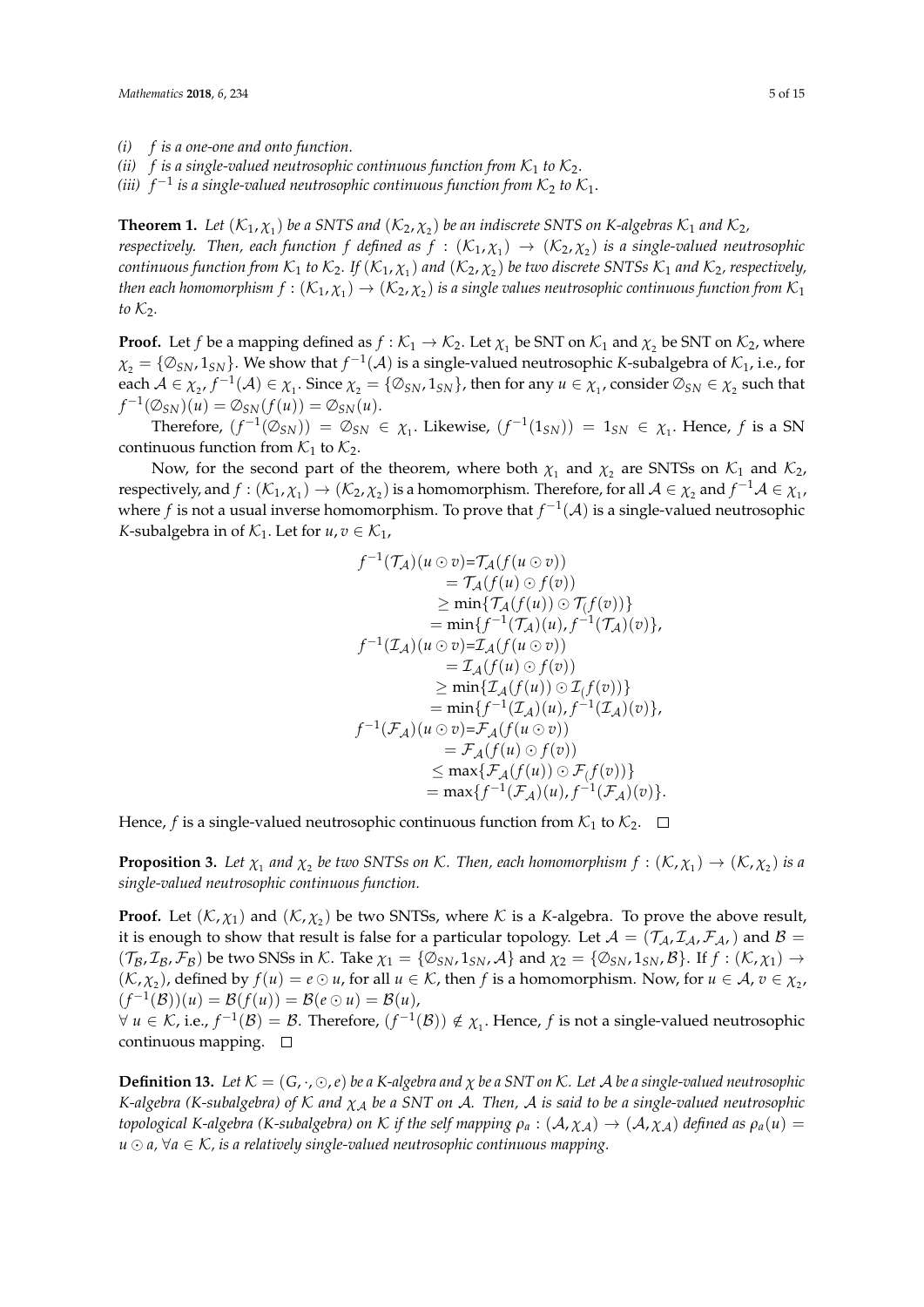*(i)* $f$ *is a one-one and onto function.*

*(ii)* $f$ *is a single-valued neutrosophic continuous function from* $\mathcal{K}_1$ *to* $\mathcal{K}_2$*.*

*(iii)* $f^{-1}$ *is a single-valued neutrosophic continuous function from* $\mathcal{K}_2$ *to* $\mathcal{K}_1$*.*

**Theorem 1.** *Let* $(\mathcal{K}_1, \chi_1)$ *be a SNTS and* $(\mathcal{K}_2, \chi_2)$ *be an indiscrete SNTS on K-algebras* $\mathcal{K}_1$ *and* $\mathcal{K}_2$*, respectively. Then, each function* $f$ *defined as* $f : (\mathcal{K}_1, \chi_1) \to (\mathcal{K}_2, \chi_2)$ *is a single-valued neutrosophic continuous function from* $\mathcal{K}_1$ *to* $\mathcal{K}_2$*. If* $(\mathcal{K}_1, \chi_1)$ *and* $(\mathcal{K}_2, \chi_2)$ *be two discrete SNTSs* $\mathcal{K}_1$ *and* $\mathcal{K}_2$*, respectively, then each homomorphism* $f : (\mathcal{K}_1, \chi_1) \to (\mathcal{K}_2, \chi_2)$ *is a single values neutrosophic continuous function from* $\mathcal{K}_1$ *to* $\mathcal{K}_2$*.*

**Proof.** Let $f$ be a mapping defined as $f : \mathcal{K}_1 \to \mathcal{K}_2$. Let $\chi_1$ be SNT on $\mathcal{K}_1$ and $\chi_2$ be SNT on $\mathcal{K}_2$, where $\chi_2 = \{\emptyset_{SN}, 1_{SN}\}$. We show that $f^{-1}(\mathcal{A})$ is a single-valued neutrosophic $K$-subalgebra of $\mathcal{K}_1$, i.e., for each $\mathcal{A} \in \chi_2$, $f^{-1}(\mathcal{A}) \in \chi_1$. Since $\chi_2 = \{\emptyset_{SN}, 1_{SN}\}$, then for any $u \in \chi_1$, consider $\emptyset_{SN} \in \chi_2$ such that $f^{-1}(\emptyset_{SN})(u) = \emptyset_{SN}(f(u)) = \emptyset_{SN}(u)$.

Therefore, $(f^{-1}(\emptyset_{SN})) = \emptyset_{SN} \in \chi_1$. Likewise, $(f^{-1}(1_{SN})) = 1_{SN} \in \chi_1$. Hence, $f$ is a SN continuous function from $\mathcal{K}_1$ to $\mathcal{K}_2$.

Now, for the second part of the theorem, where both $\chi_1$ and $\chi_2$ are SNTSs on $\mathcal{K}_1$ and $\mathcal{K}_2$, respectively, and $f : (\mathcal{K}_1, \chi_1) \to (\mathcal{K}_2, \chi_2)$ is a homomorphism. Therefore, for all $\mathcal{A} \in \chi_2$ and $f^{-1}\mathcal{A} \in \chi_1$, where $f$ is not a usual inverse homomorphism. To prove that $f^{-1}(\mathcal{A})$ is a single-valued neutrosophic $K$-subalgebra in of $\mathcal{K}_1$. Let for $u, v \in \mathcal{K}_1$,

$$
\begin{aligned}
f^{-1}(\mathcal{T}_{\mathcal{A}})(u \odot v) &= \mathcal{T}_{\mathcal{A}}(f(u \odot v)) \\
&= \mathcal{T}_{\mathcal{A}}(f(u) \odot f(v)) \\
&\geq \min\{\mathcal{T}_{\mathcal{A}}(f(u)) \odot \mathcal{T}_(f(v))\} \\
&= \min\{f^{-1}(\mathcal{T}_{\mathcal{A}})(u), f^{-1}(\mathcal{T}_{\mathcal{A}})(v)\}, \\
f^{-1}(\mathcal{I}_{\mathcal{A}})(u \odot v) &= \mathcal{I}_{\mathcal{A}}(f(u \odot v)) \\
&= \mathcal{I}_{\mathcal{A}}(f(u) \odot f(v)) \\
&\geq \min\{\mathcal{I}_{\mathcal{A}}(f(u)) \odot \mathcal{I}_(f(v))\} \\
&= \min\{f^{-1}(\mathcal{I}_{\mathcal{A}})(u), f^{-1}(\mathcal{I}_{\mathcal{A}})(v)\}, \\
f^{-1}(\mathcal{F}_{\mathcal{A}})(u \odot v) &= \mathcal{F}_{\mathcal{A}}(f(u \odot v)) \\
&= \mathcal{F}_{\mathcal{A}}(f(u) \odot f(v)) \\
&\leq \max\{\mathcal{F}_{\mathcal{A}}(f(u)) \odot \mathcal{F}_(f(v))\} \\
&= \max\{f^{-1}(\mathcal{F}_{\mathcal{A}})(u), f^{-1}(\mathcal{F}_{\mathcal{A}})(v)\}.
\end{aligned}
$$

Hence, $f$ is a single-valued neutrosophic continuous function from $\mathcal{K}_1$ to $\mathcal{K}_2$. □

**Proposition 3.** *Let* $\chi_1$ *and* $\chi_2$ *be two SNTSs on* $\mathcal{K}$*. Then, each homomorphism* $f : (\mathcal{K}, \chi_1) \to (\mathcal{K}, \chi_2)$ *is a single-valued neutrosophic continuous function.*

**Proof.** Let $(\mathcal{K}, \chi_1)$ and $(\mathcal{K}, \chi_2)$ be two SNTSs, where $\mathcal{K}$ is a $K$-algebra. To prove the above result, it is enough to show that result is false for a particular topology. Let $\mathcal{A} = (\mathcal{T}_{\mathcal{A}}, \mathcal{I}_{\mathcal{A}}, \mathcal{F}_{\mathcal{A}},)$ and $\mathcal{B} = (\mathcal{T}_{\mathcal{B}}, \mathcal{I}_{\mathcal{B}}, \mathcal{F}_{\mathcal{B}})$ be two SNSs in $\mathcal{K}$. Take $\chi_1 = \{\emptyset_{SN}, 1_{SN}, \mathcal{A}\}$ and $\chi_2 = \{\emptyset_{SN}, 1_{SN}, \mathcal{B}\}$. If $f : (\mathcal{K}, \chi_1) \to (\mathcal{K}, \chi_2)$, defined by $f(u) = e \odot u$, for all $u \in \mathcal{K}$, then $f$ is a homomorphism. Now, for $u \in \mathcal{A}$, $v \in \chi_2$, $(f^{-1}(\mathcal{B}))(u) = \mathcal{B}(f(u)) = \mathcal{B}(e \odot u) = \mathcal{B}(u)$,
$\forall\, u \in \mathcal{K}$, i.e., $f^{-1}(\mathcal{B}) = \mathcal{B}$. Therefore, $(f^{-1}(\mathcal{B})) \notin \chi_1$. Hence, $f$ is not a single-valued neutrosophic continuous mapping. □

**Definition 13.** *Let* $\mathcal{K} = (G, \cdot, \odot, e)$ *be a K-algebra and* $\chi$ *be a SNT on* $\mathcal{K}$*. Let* $\mathcal{A}$ *be a single-valued neutrosophic K-algebra (K-subalgebra) of* $\mathcal{K}$ *and* $\chi_{\mathcal{A}}$ *be a SNT on* $\mathcal{A}$*. Then,* $\mathcal{A}$ *is said to be a single-valued neutrosophic topological K-algebra (K-subalgebra) on* $\mathcal{K}$ *if the self mapping* $\rho_a : (\mathcal{A}, \chi_{\mathcal{A}}) \to (\mathcal{A}, \chi_{\mathcal{A}})$ *defined as* $\rho_a(u) = u \odot a$*,* $\forall a \in \mathcal{K}$*, is a relatively single-valued neutrosophic continuous mapping.*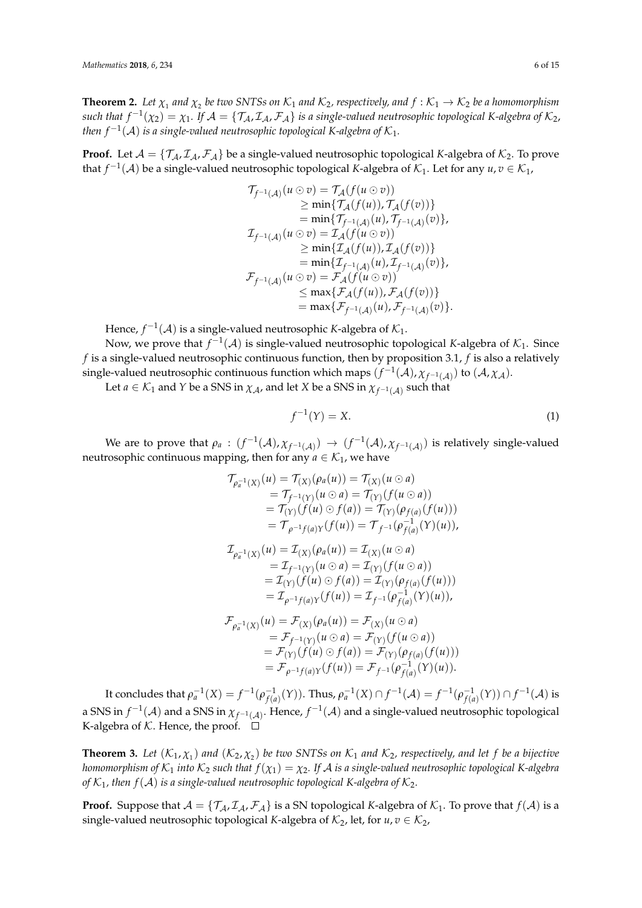**Theorem 2.** *Let $\chi_1$ and $\chi_2$ be two SNTSs on $\mathcal{K}_1$ and $\mathcal{K}_2$, respectively, and $f : \mathcal{K}_1 \to \mathcal{K}_2$ be a homomorphism such that $f^{-1}(\chi_2) = \chi_1$. If $\mathcal{A} = \{\mathcal{T}_\mathcal{A}, \mathcal{I}_\mathcal{A}, \mathcal{F}_\mathcal{A}\}$ is a single-valued neutrosophic topological K-algebra of $\mathcal{K}_2$, then $f^{-1}(\mathcal{A})$ is a single-valued neutrosophic topological K-algebra of $\mathcal{K}_1$.*

**Proof.** Let $\mathcal{A} = \{\mathcal{T}_\mathcal{A}, \mathcal{I}_\mathcal{A}, \mathcal{F}_\mathcal{A}\}$ be a single-valued neutrosophic topological *K*-algebra of $\mathcal{K}_2$. To prove that $f^{-1}(\mathcal{A})$ be a single-valued neutrosophic topological *K*-algebra of $\mathcal{K}_1$. Let for any $u, v \in \mathcal{K}_1$,

$$
\begin{aligned}
\mathcal{T}_{f^{-1}(\mathcal{A})}(u \odot v) &= \mathcal{T}_\mathcal{A}(f(u \odot v)) \\
&\geq \min\{\mathcal{T}_\mathcal{A}(f(u)), \mathcal{T}_\mathcal{A}(f(v))\} \\
&= \min\{\mathcal{T}_{f^{-1}(\mathcal{A})}(u), \mathcal{T}_{f^{-1}(\mathcal{A})}(v)\}, \\
\mathcal{I}_{f^{-1}(\mathcal{A})}(u \odot v) &= \mathcal{I}_\mathcal{A}(f(u \odot v)) \\
&\geq \min\{\mathcal{I}_\mathcal{A}(f(u)), \mathcal{I}_\mathcal{A}(f(v))\} \\
&= \min\{\mathcal{I}_{f^{-1}(\mathcal{A})}(u), \mathcal{I}_{f^{-1}(\mathcal{A})}(v)\}, \\
\mathcal{F}_{f^{-1}(\mathcal{A})}(u \odot v) &= \mathcal{F}_\mathcal{A}(f(u \odot v)) \\
&\leq \max\{\mathcal{F}_\mathcal{A}(f(u)), \mathcal{F}_\mathcal{A}(f(v))\} \\
&= \max\{\mathcal{F}_{f^{-1}(\mathcal{A})}(u), \mathcal{F}_{f^{-1}(\mathcal{A})}(v)\}.
\end{aligned}
$$

Hence, $f^{-1}(\mathcal{A})$ is a single-valued neutrosophic *K*-algebra of $\mathcal{K}_1$.

Now, we prove that $f^{-1}(\mathcal{A})$ is single-valued neutrosophic topological *K*-algebra of $\mathcal{K}_1$. Since $f$ is a single-valued neutrosophic continuous function, then by proposition 3.1, $f$ is also a relatively single-valued neutrosophic continuous function which maps $(f^{-1}(\mathcal{A}), \chi_{f^{-1}(\mathcal{A})})$ to $(\mathcal{A}, \chi_\mathcal{A})$.

Let $a \in \mathcal{K}_1$ and $Y$ be a SNS in $\chi_\mathcal{A}$, and let $X$ be a SNS in $\chi_{f^{-1}(\mathcal{A})}$ such that

$$
f^{-1}(Y) = X. \tag{1}
$$

We are to prove that $\rho_a : (f^{-1}(\mathcal{A}), \chi_{f^{-1}(\mathcal{A})}) \to (f^{-1}(\mathcal{A}), \chi_{f^{-1}(\mathcal{A})})$ is relatively single-valued neutrosophic continuous mapping, then for any $a \in \mathcal{K}_1$, we have

$$
\begin{aligned}
\mathcal{T}_{\rho_a^{-1}(X)}(u) &= \mathcal{T}_{(X)}(\rho_a(u)) = \mathcal{T}_{(X)}(u \odot a) \\
&= \mathcal{T}_{f^{-1}(Y)}(u \odot a) = \mathcal{T}_{(Y)}(f(u \odot a)) \\
&= \mathcal{T}_{(Y)}(f(u) \odot f(a)) = \mathcal{T}_{(Y)}(\rho_{f(a)}(f(u))) \\
&= \mathcal{T}_{\rho^{-1}f(a)Y}(f(u)) = \mathcal{T}_{f^{-1}}(\rho_{f(a)}^{-1}(Y)(u)), \\
\mathcal{I}_{\rho_a^{-1}(X)}(u) &= \mathcal{I}_{(X)}(\rho_a(u)) = \mathcal{I}_{(X)}(u \odot a) \\
&= \mathcal{I}_{f^{-1}(Y)}(u \odot a) = \mathcal{I}_{(Y)}(f(u \odot a)) \\
&= \mathcal{I}_{(Y)}(f(u) \odot f(a)) = \mathcal{I}_{(Y)}(\rho_{f(a)}(f(u))) \\
&= \mathcal{I}_{\rho^{-1}f(a)Y}(f(u)) = \mathcal{I}_{f^{-1}}(\rho_{f(a)}^{-1}(Y)(u)), \\
\mathcal{F}_{\rho_a^{-1}(X)}(u) &= \mathcal{F}_{(X)}(\rho_a(u)) = \mathcal{F}_{(X)}(u \odot a) \\
&= \mathcal{F}_{f^{-1}(Y)}(u \odot a) = \mathcal{F}_{(Y)}(f(u \odot a)) \\
&= \mathcal{F}_{(Y)}(f(u) \odot f(a)) = \mathcal{F}_{(Y)}(\rho_{f(a)}(f(u))) \\
&= \mathcal{F}_{\rho^{-1}f(a)Y}(f(u)) = \mathcal{F}_{f^{-1}}(\rho_{f(a)}^{-1}(Y)(u)).
\end{aligned}
$$

It concludes that $\rho_a^{-1}(X) = f^{-1}(\rho_{f(a)}^{-1}(Y))$. Thus, $\rho_a^{-1}(X) \cap f^{-1}(\mathcal{A}) = f^{-1}(\rho_{f(a)}^{-1}(Y)) \cap f^{-1}(\mathcal{A})$ is a SNS in $f^{-1}(\mathcal{A})$ and a SNS in $\chi_{f^{-1}(\mathcal{A})}$. Hence, $f^{-1}(\mathcal{A})$ and a single-valued neutrosophic topological K-algebra of $\mathcal{K}$. Hence, the proof. $\square$

**Theorem 3.** *Let $(\mathcal{K}_1, \chi_1)$ and $(\mathcal{K}_2, \chi_2)$ be two SNTSs on $\mathcal{K}_1$ and $\mathcal{K}_2$, respectively, and let $f$ be a bijective homomorphism of $\mathcal{K}_1$ into $\mathcal{K}_2$ such that $f(\chi_1) = \chi_2$. If $\mathcal{A}$ is a single-valued neutrosophic topological K-algebra of $\mathcal{K}_1$, then $f(\mathcal{A})$ is a single-valued neutrosophic topological K-algebra of $\mathcal{K}_2$.*

**Proof.** Suppose that $\mathcal{A} = \{\mathcal{T}_\mathcal{A}, \mathcal{I}_\mathcal{A}, \mathcal{F}_\mathcal{A}\}$ is a SN topological *K*-algebra of $\mathcal{K}_1$. To prove that $f(\mathcal{A})$ is a single-valued neutrosophic topological *K*-algebra of $\mathcal{K}_2$, let, for $u, v \in \mathcal{K}_2$,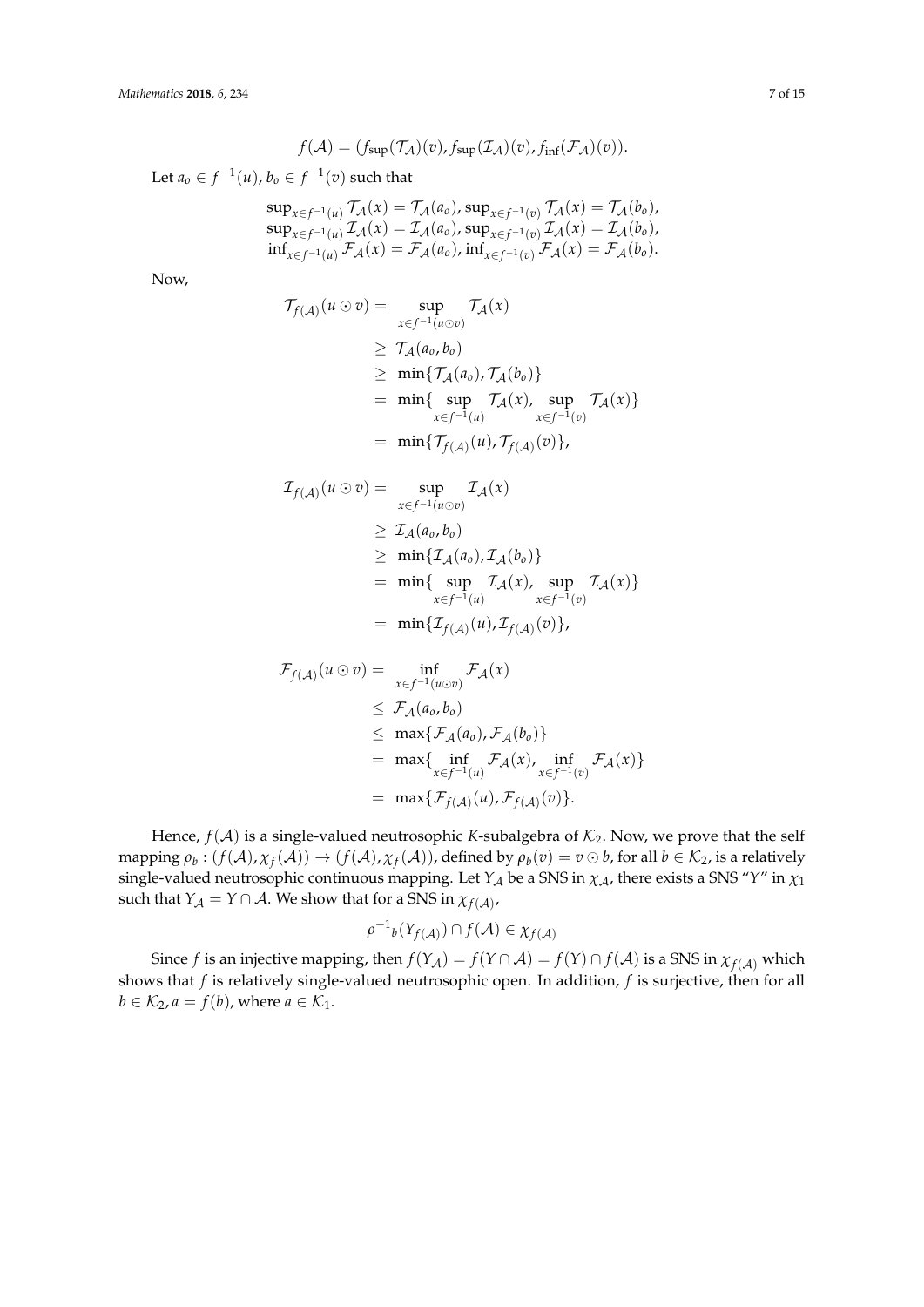$$f(\mathcal{A}) = (f_{\sup}(\mathcal{T}_{\mathcal{A}})(v), f_{\sup}(\mathcal{I}_{\mathcal{A}})(v), f_{\inf}(\mathcal{F}_{\mathcal{A}})(v)).$$

Let $a_o \in f^{-1}(u)$, $b_o \in f^{-1}(v)$ such that

$$\begin{array}{l}
\sup_{x\in f^{-1}(u)} \mathcal{T}_{\mathcal{A}}(x) = \mathcal{T}_{\mathcal{A}}(a_o), \sup_{x\in f^{-1}(v)} \mathcal{T}_{\mathcal{A}}(x) = \mathcal{T}_{\mathcal{A}}(b_o), \\
\sup_{x\in f^{-1}(u)} \mathcal{I}_{\mathcal{A}}(x) = \mathcal{I}_{\mathcal{A}}(a_o), \sup_{x\in f^{-1}(v)} \mathcal{I}_{\mathcal{A}}(x) = \mathcal{I}_{\mathcal{A}}(b_o), \\
\inf_{x\in f^{-1}(u)} \mathcal{F}_{\mathcal{A}}(x) = \mathcal{F}_{\mathcal{A}}(a_o), \inf_{x\in f^{-1}(v)} \mathcal{F}_{\mathcal{A}}(x) = \mathcal{F}_{\mathcal{A}}(b_o).
\end{array}$$

Now,

$$\begin{aligned}
\mathcal{T}_{f(\mathcal{A})}(u \odot v) = & \sup_{x\in f^{-1}(u\odot v)} \mathcal{T}_{\mathcal{A}}(x) \\
& \geq \mathcal{T}_{\mathcal{A}}(a_o, b_o) \\
& \geq \min\{\mathcal{T}_{\mathcal{A}}(a_o), \mathcal{T}_{\mathcal{A}}(b_o)\} \\
& = \min\{\sup_{x\in f^{-1}(u)} \mathcal{T}_{\mathcal{A}}(x), \sup_{x\in f^{-1}(v)} \mathcal{T}_{\mathcal{A}}(x)\} \\
& = \min\{\mathcal{T}_{f(\mathcal{A})}(u), \mathcal{T}_{f(\mathcal{A})}(v)\},
\end{aligned}$$

$$\begin{aligned}
\mathcal{I}_{f(\mathcal{A})}(u \odot v) = & \sup_{x\in f^{-1}(u\odot v)} \mathcal{I}_{\mathcal{A}}(x) \\
& \geq \mathcal{I}_{\mathcal{A}}(a_o, b_o) \\
& \geq \min\{\mathcal{I}_{\mathcal{A}}(a_o), \mathcal{I}_{\mathcal{A}}(b_o)\} \\
& = \min\{\sup_{x\in f^{-1}(u)} \mathcal{I}_{\mathcal{A}}(x), \sup_{x\in f^{-1}(v)} \mathcal{I}_{\mathcal{A}}(x)\} \\
& = \min\{\mathcal{I}_{f(\mathcal{A})}(u), \mathcal{I}_{f(\mathcal{A})}(v)\},
\end{aligned}$$

$$\begin{aligned}
\mathcal{F}_{f(\mathcal{A})}(u \odot v) = & \inf_{x\in f^{-1}(u\odot v)} \mathcal{F}_{\mathcal{A}}(x) \\
& \leq \mathcal{F}_{\mathcal{A}}(a_o, b_o) \\
& \leq \max\{\mathcal{F}_{\mathcal{A}}(a_o), \mathcal{F}_{\mathcal{A}}(b_o)\} \\
& = \max\{\inf_{x\in f^{-1}(u)} \mathcal{F}_{\mathcal{A}}(x), \inf_{x\in f^{-1}(v)} \mathcal{F}_{\mathcal{A}}(x)\} \\
& = \max\{\mathcal{F}_{f(\mathcal{A})}(u), \mathcal{F}_{f(\mathcal{A})}(v)\}.
\end{aligned}$$

Hence, $f(\mathcal{A})$ is a single-valued neutrosophic $K$-subalgebra of $\mathcal{K}_2$. Now, we prove that the self mapping $\rho_b : (f(\mathcal{A}), \chi_f(\mathcal{A})) \rightarrow (f(\mathcal{A}), \chi_f(\mathcal{A}))$, defined by $\rho_b(v) = v \odot b$, for all $b \in \mathcal{K}_2$, is a relatively single-valued neutrosophic continuous mapping. Let $Y_{\mathcal{A}}$ be a SNS in $\chi_{\mathcal{A}}$, there exists a SNS "$Y$" in $\chi_1$ such that $Y_{\mathcal{A}} = Y \cap \mathcal{A}$. We show that for a SNS in $\chi_{f(\mathcal{A})}$,

$$\rho^{-1}{}_b(Y_{f(\mathcal{A})}) \cap f(\mathcal{A}) \in \chi_{f(\mathcal{A})}$$

Since $f$ is an injective mapping, then $f(Y_{\mathcal{A}}) = f(Y \cap \mathcal{A}) = f(Y) \cap f(\mathcal{A})$ is a SNS in $\chi_{f(\mathcal{A})}$ which shows that $f$ is relatively single-valued neutrosophic open. In addition, $f$ is surjective, then for all $b \in \mathcal{K}_2$, $a = f(b)$, where $a \in \mathcal{K}_1$.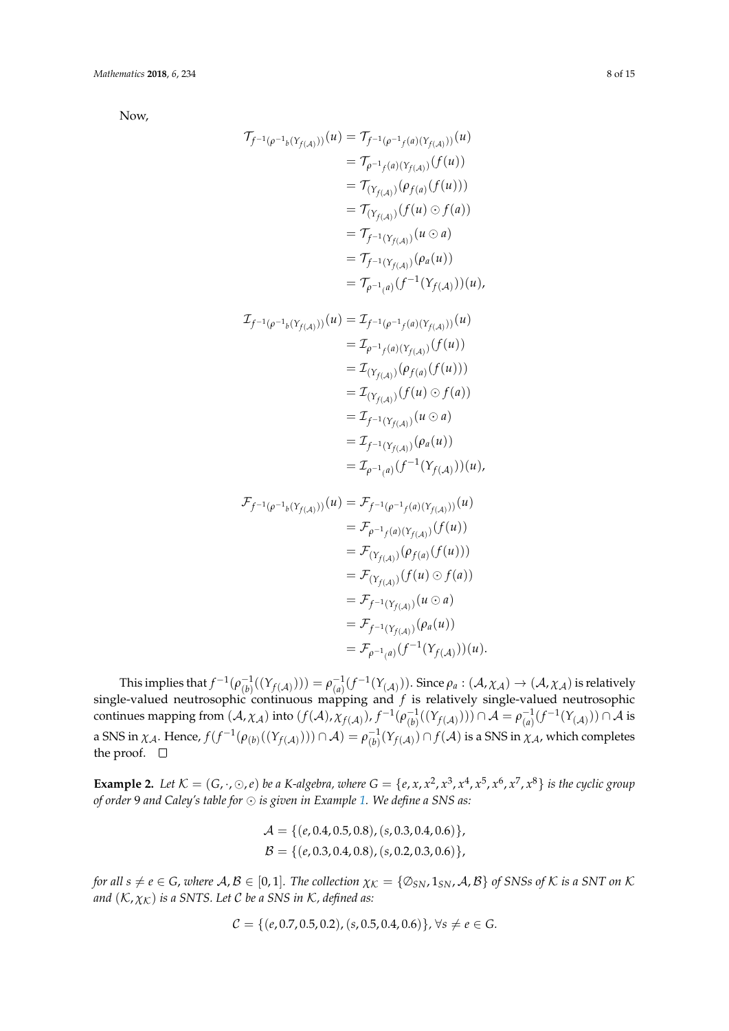Now,

$$
\begin{aligned}
\mathcal{T}_{f^{-1}(\rho^{-1}{}_b(\Upsilon_{f(\mathcal{A})}))}(u) &= \mathcal{T}_{f^{-1}(\rho^{-1}{}_{f(a)}(\Upsilon_{f(\mathcal{A})}))}(u) \\
&= \mathcal{T}_{\rho^{-1}{}_{f(a)}(\Upsilon_{f(\mathcal{A})})}(f(u)) \\
&= \mathcal{T}_{(\Upsilon_{f(\mathcal{A})})}(\rho_{f(a)}(f(u))) \\
&= \mathcal{T}_{(\Upsilon_{f(\mathcal{A})})}(f(u) \odot f(a)) \\
&= \mathcal{T}_{f^{-1}(\Upsilon_{f(\mathcal{A})})}(u \odot a) \\
&= \mathcal{T}_{f^{-1}(\Upsilon_{f(\mathcal{A})})}(\rho_a(u)) \\
&= \mathcal{T}_{\rho^{-1}{}_{(a)}}(f^{-1}(\Upsilon_{f(\mathcal{A})}))(u),
\end{aligned}
$$

$$
\begin{aligned}
\mathcal{I}_{f^{-1}(\rho^{-1}{}_b(\Upsilon_{f(\mathcal{A})}))}(u) &= \mathcal{I}_{f^{-1}(\rho^{-1}{}_{f(a)}(\Upsilon_{f(\mathcal{A})}))}(u) \\
&= \mathcal{I}_{\rho^{-1}{}_{f(a)}(\Upsilon_{f(\mathcal{A})})}(f(u)) \\
&= \mathcal{I}_{(\Upsilon_{f(\mathcal{A})})}(\rho_{f(a)}(f(u))) \\
&= \mathcal{I}_{(\Upsilon_{f(\mathcal{A})})}(f(u) \odot f(a)) \\
&= \mathcal{I}_{f^{-1}(\Upsilon_{f(\mathcal{A})})}(u \odot a) \\
&= \mathcal{I}_{f^{-1}(\Upsilon_{f(\mathcal{A})})}(\rho_a(u)) \\
&= \mathcal{I}_{\rho^{-1}{}_{(a)}}(f^{-1}(\Upsilon_{f(\mathcal{A})}))(u),
\end{aligned}
$$

$$
\begin{aligned}
\mathcal{F}_{f^{-1}(\rho^{-1}{}_b(\Upsilon_{f(\mathcal{A})}))}(u) &= \mathcal{F}_{f^{-1}(\rho^{-1}{}_{f(a)}(\Upsilon_{f(\mathcal{A})}))}(u) \\
&= \mathcal{F}_{\rho^{-1}{}_{f(a)}(\Upsilon_{f(\mathcal{A})})}(f(u)) \\
&= \mathcal{F}_{(\Upsilon_{f(\mathcal{A})})}(\rho_{f(a)}(f(u))) \\
&= \mathcal{F}_{(\Upsilon_{f(\mathcal{A})})}(f(u) \odot f(a)) \\
&= \mathcal{F}_{f^{-1}(\Upsilon_{f(\mathcal{A})})}(u \odot a) \\
&= \mathcal{F}_{f^{-1}(\Upsilon_{f(\mathcal{A})})}(\rho_a(u)) \\
&= \mathcal{F}_{\rho^{-1}{}_{(a)}}(f^{-1}(\Upsilon_{f(\mathcal{A})}))(u).
\end{aligned}
$$

This implies that $f^{-1}(\rho^{-1}_{(b)}((\Upsilon_{f(\mathcal{A})}))) = \rho^{-1}_{(a)}(f^{-1}(\Upsilon_{(\mathcal{A})}))$. Since $\rho_a : (\mathcal{A}, \chi_{\mathcal{A}}) \to (\mathcal{A}, \chi_{\mathcal{A}})$ is relatively single-valued neutrosophic continuous mapping and $f$ is relatively single-valued neutrosophic continues mapping from $(\mathcal{A}, \chi_{\mathcal{A}})$ into $(f(\mathcal{A}), \chi_{f(\mathcal{A})})$, $f^{-1}(\rho^{-1}_{(b)}((\Upsilon_{f(\mathcal{A})}))) \cap \mathcal{A} = \rho^{-1}_{(a)}(f^{-1}(\Upsilon_{(\mathcal{A})})) \cap \mathcal{A}$ is a SNS in $\chi_{\mathcal{A}}$. Hence, $f(f^{-1}(\rho_{(b)}((\Upsilon_{f(\mathcal{A})}))) \cap \mathcal{A}) = \rho^{-1}_{(b)}(\Upsilon_{f(\mathcal{A})}) \cap f(\mathcal{A})$ is a SNS in $\chi_{\mathcal{A}}$, which completes the proof. □

**Example 2.** *Let $\mathcal{K} = (G, \cdot, \odot, e)$ be a K-algebra, where $G = \{e, x, x^2, x^3, x^4, x^5, x^6, x^7, x^8\}$ is the cyclic group of order 9 and Caley's table for $\odot$ is given in Example 1. We define a SNS as:*

$$
\mathcal{A} = \{(e, 0.4, 0.5, 0.8), (s, 0.3, 0.4, 0.6)\},
$$
$$
\mathcal{B} = \{(e, 0.3, 0.4, 0.8), (s, 0.2, 0.3, 0.6)\},
$$

*for all $s \neq e \in G$, where $\mathcal{A}, \mathcal{B} \in [0, 1]$. The collection $\chi_{\mathcal{K}} = \{\emptyset_{SN}, 1_{SN}, \mathcal{A}, \mathcal{B}\}$ of SNSs of $\mathcal{K}$ is a SNT on $\mathcal{K}$ and $(\mathcal{K}, \chi_{\mathcal{K}})$ is a SNTS. Let $\mathcal{C}$ be a SNS in $\mathcal{K}$, defined as:*

$$
\mathcal{C} = \{(e, 0.7, 0.5, 0.2), (s, 0.5, 0.4, 0.6)\}, \forall s \neq e \in G.
$$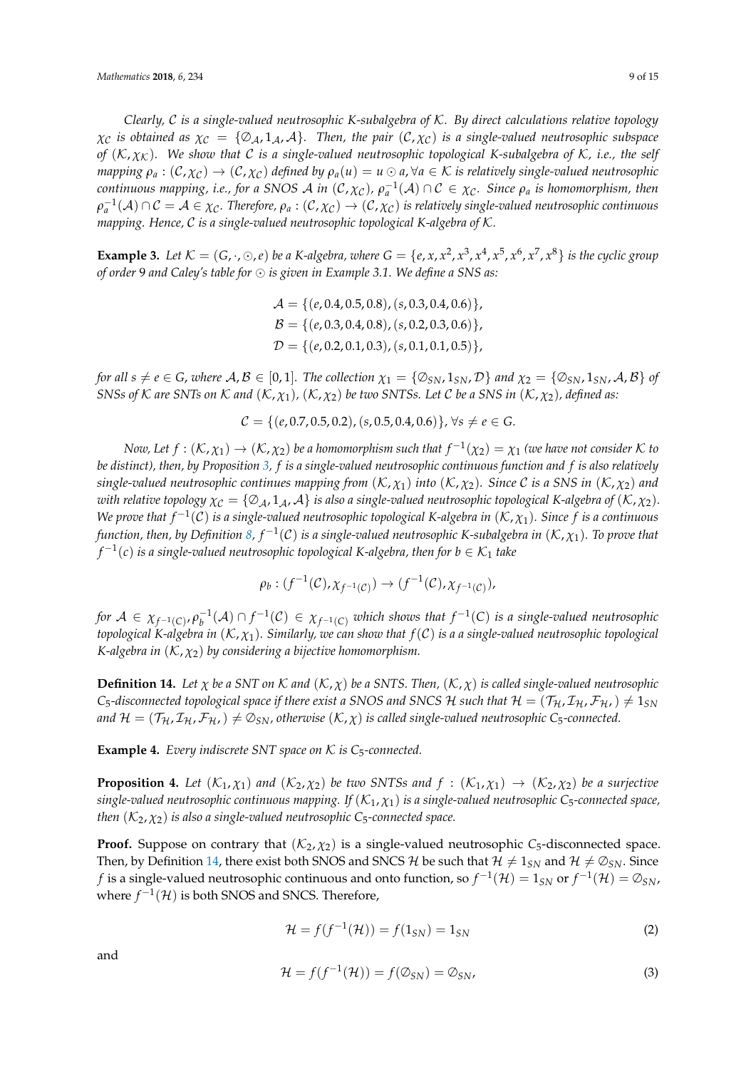*Clearly, $\mathcal{C}$ is a single-valued neutrosophic K-subalgebra of $\mathcal{K}$. By direct calculations relative topology $\chi_{\mathcal{C}}$ is obtained as $\chi_{\mathcal{C}} = \{\emptyset_{\mathcal{A}}, 1_{\mathcal{A}}, \mathcal{A}\}$. Then, the pair $(\mathcal{C}, \chi_{\mathcal{C}})$ is a single-valued neutrosophic subspace of $(\mathcal{K}, \chi_{\mathcal{K}})$. We show that $\mathcal{C}$ is a single-valued neutrosophic topological K-subalgebra of $\mathcal{K}$, i.e., the self mapping $\rho_a : (\mathcal{C}, \chi_{\mathcal{C}}) \to (\mathcal{C}, \chi_{\mathcal{C}})$ defined by $\rho_a(u) = u \odot a, \forall a \in \mathcal{K}$ is relatively single-valued neutrosophic continuous mapping, i.e., for a SNOS $\mathcal{A}$ in $(\mathcal{C}, \chi_{\mathcal{C}})$, $\rho_a^{-1}(\mathcal{A}) \cap \mathcal{C} = \chi_{\mathcal{C}}$. Since $\rho_a$ is homomorphism, then $\rho_a^{-1}(\mathcal{A}) \cap \mathcal{C} = \mathcal{A} \in \chi_{\mathcal{C}}$. Therefore, $\rho_a : (\mathcal{C}, \chi_{\mathcal{C}}) \to (\mathcal{C}, \chi_{\mathcal{C}})$ is relatively single-valued neutrosophic continuous mapping. Hence, $\mathcal{C}$ is a single-valued neutrosophic topological K-algebra of $\mathcal{K}$.*

**Example 3.** *Let $\mathcal{K} = (G, \cdot, \odot, e)$ be a K-algebra, where $G = \{e, x, x^2, x^3, x^4, x^5, x^6, x^7, x^8\}$ is the cyclic group of order 9 and Caley's table for $\odot$ is given in Example 3.1. We define a SNS as:*

$$\mathcal{A} = \{(e, 0.4, 0.5, 0.8), (s, 0.3, 0.4, 0.6)\},$$
$$\mathcal{B} = \{(e, 0.3, 0.4, 0.8), (s, 0.2, 0.3, 0.6)\},$$
$$\mathcal{D} = \{(e, 0.2, 0.1, 0.3), (s, 0.1, 0.1, 0.5)\},$$

*for all $s \neq e \in G$, where $\mathcal{A}, \mathcal{B} \in [0,1]$. The collection $\chi_1 = \{\emptyset_{SN}, 1_{SN}, \mathcal{D}\}$ and $\chi_2 = \{\emptyset_{SN}, 1_{SN}, \mathcal{A}, \mathcal{B}\}$ of SNSs of $\mathcal{K}$ are SNTs on $\mathcal{K}$ and $(\mathcal{K}, \chi_1)$, $(\mathcal{K}, \chi_2)$ be two SNTSs. Let $\mathcal{C}$ be a SNS in $(\mathcal{K}, \chi_2)$, defined as:*

$$\mathcal{C} = \{(e, 0.7, 0.5, 0.2), (s, 0.5, 0.4, 0.6)\}, \forall s \neq e \in G.$$

*Now, Let $f : (\mathcal{K}, \chi_1) \to (\mathcal{K}, \chi_2)$ be a homomorphism such that $f^{-1}(\chi_2) = \chi_1$ (we have not consider $\mathcal{K}$ to be distinct), then, by Proposition 3, $f$ is a single-valued neutrosophic continuous function and $f$ is also relatively single-valued neutrosophic continues mapping from $(\mathcal{K}, \chi_1)$ into $(\mathcal{K}, \chi_2)$. Since $\mathcal{C}$ is a SNS in $(\mathcal{K}, \chi_2)$ and with relative topology $\chi_{\mathcal{C}} = \{\emptyset_{\mathcal{A}}, 1_{\mathcal{A}}, \mathcal{A}\}$ is also a single-valued neutrosophic topological K-algebra of $(\mathcal{K}, \chi_2)$. We prove that $f^{-1}(\mathcal{C})$ is a single-valued neutrosophic topological K-algebra in $(\mathcal{K}, \chi_1)$. Since $f$ is a continuous function, then, by Definition 8, $f^{-1}(\mathcal{C})$ is a single-valued neutrosophic K-subalgebra in $(\mathcal{K}, \chi_1)$. To prove that $f^{-1}(c)$ is a single-valued neutrosophic topological K-algebra, then for $b \in \mathcal{K}_1$ take*

$$\rho_b : (f^{-1}(\mathcal{C}), \chi_{f^{-1}(\mathcal{C})}) \to (f^{-1}(\mathcal{C}), \chi_{f^{-1}(\mathcal{C})}),$$

*for $\mathcal{A} \in \chi_{f^{-1}(C)}, \rho_b^{-1}(\mathcal{A}) \cap f^{-1}(\mathcal{C}) \in \chi_{f^{-1}(C)}$ which shows that $f^{-1}(C)$ is a single-valued neutrosophic topological K-algebra in $(\mathcal{K}, \chi_1)$. Similarly, we can show that $f(\mathcal{C})$ is a a single-valued neutrosophic topological K-algebra in $(\mathcal{K}, \chi_2)$ by considering a bijective homomorphism.*

**Definition 14.** *Let $\chi$ be a SNT on $\mathcal{K}$ and $(\mathcal{K}, \chi)$ be a SNTS. Then, $(\mathcal{K}, \chi)$ is called single-valued neutrosophic $C_5$-disconnected topological space if there exist a SNOS and SNCS $\mathcal{H}$ such that $\mathcal{H} = (\mathcal{T}_{\mathcal{H}}, \mathcal{I}_{\mathcal{H}}, \mathcal{F}_{\mathcal{H}},) \neq 1_{SN}$ and $\mathcal{H} = (\mathcal{T}_{\mathcal{H}}, \mathcal{I}_{\mathcal{H}}, \mathcal{F}_{\mathcal{H}},) \neq \emptyset_{SN}$, otherwise $(\mathcal{K}, \chi)$ is called single-valued neutrosophic $C_5$-connected.*

**Example 4.** *Every indiscrete SNT space on $\mathcal{K}$ is $C_5$-connected.*

**Proposition 4.** *Let $(\mathcal{K}_1, \chi_1)$ and $(\mathcal{K}_2, \chi_2)$ be two SNTSs and $f : (\mathcal{K}_1, \chi_1) \to (\mathcal{K}_2, \chi_2)$ be a surjective single-valued neutrosophic continuous mapping. If $(\mathcal{K}_1, \chi_1)$ is a single-valued neutrosophic $C_5$-connected space, then $(\mathcal{K}_2, \chi_2)$ is also a single-valued neutrosophic $C_5$-connected space.*

**Proof.** Suppose on contrary that $(\mathcal{K}_2, \chi_2)$ is a single-valued neutrosophic $C_5$-disconnected space. Then, by Definition 14, there exist both SNOS and SNCS $\mathcal{H}$ be such that $\mathcal{H} \neq 1_{SN}$ and $\mathcal{H} \neq \emptyset_{SN}$. Since $f$ is a single-valued neutrosophic continuous and onto function, so $f^{-1}(\mathcal{H}) = 1_{SN}$ or $f^{-1}(\mathcal{H}) = \emptyset_{SN}$, where $f^{-1}(\mathcal{H})$ is both SNOS and SNCS. Therefore,

$$\mathcal{H} = f(f^{-1}(\mathcal{H})) = f(1_{SN}) = 1_{SN} \tag{2}$$

and

$$\mathcal{H} = f(f^{-1}(\mathcal{H})) = f(\emptyset_{SN}) = \emptyset_{SN}, \tag{3}$$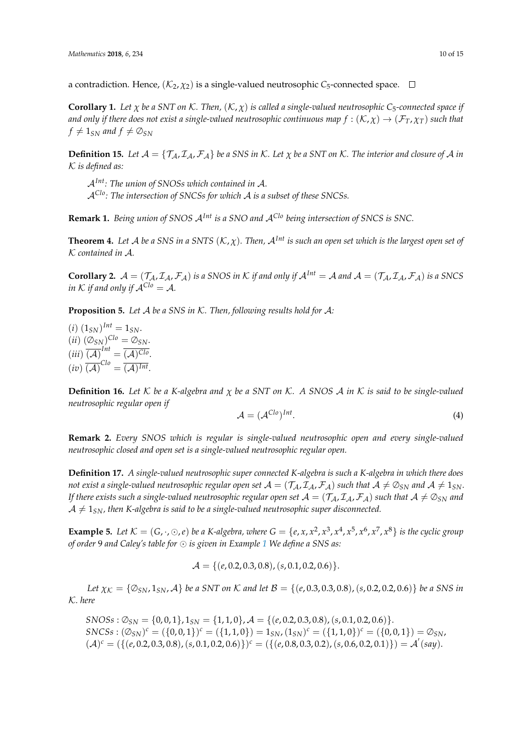a contradiction. Hence, $(\mathcal{K}_2, \chi_2)$ is a single-valued neutrosophic $C_5$-connected space. □

**Corollary 1.** *Let $\chi$ be a SNT on $\mathcal{K}$. Then, $(\mathcal{K}, \chi)$ is called a single-valued neutrosophic $C_5$-connected space if and only if there does not exist a single-valued neutrosophic continuous map $f : (\mathcal{K}, \chi) \rightarrow (\mathcal{F}_T, \chi_T)$ such that $f \neq 1_{SN}$ and $f \neq \emptyset_{SN}$*

**Definition 15.** *Let $\mathcal{A} = \{\mathcal{T}_\mathcal{A}, \mathcal{I}_\mathcal{A}, \mathcal{F}_\mathcal{A}\}$ be a SNS in $\mathcal{K}$. Let $\chi$ be a SNT on $\mathcal{K}$. The interior and closure of $\mathcal{A}$ in $\mathcal{K}$ is defined as:*

> *$\mathcal{A}^{Int}$: The union of SNOSs which contained in $\mathcal{A}$.*
> *$\mathcal{A}^{Clo}$: The intersection of SNCSs for which $\mathcal{A}$ is a subset of these SNCSs.*

**Remark 1.** *Being union of SNOS $\mathcal{A}^{Int}$ is a SNO and $\mathcal{A}^{Clo}$ being intersection of SNCS is SNC.*

**Theorem 4.** *Let $\mathcal{A}$ be a SNS in a SNTS $(\mathcal{K}, \chi)$. Then, $\mathcal{A}^{Int}$ is such an open set which is the largest open set of $\mathcal{K}$ contained in $\mathcal{A}$.*

**Corollary 2.** *$\mathcal{A} = (\mathcal{T}_\mathcal{A}, \mathcal{I}_\mathcal{A}, \mathcal{F}_\mathcal{A})$ is a SNOS in $\mathcal{K}$ if and only if $\mathcal{A}^{Int} = \mathcal{A}$ and $\mathcal{A} = (\mathcal{T}_\mathcal{A}, \mathcal{I}_\mathcal{A}, \mathcal{F}_\mathcal{A})$ is a SNCS in $\mathcal{K}$ if and only if $\mathcal{A}^{Clo} = \mathcal{A}$.*

**Proposition 5.** *Let $\mathcal{A}$ be a SNS in $\mathcal{K}$. Then, following results hold for $\mathcal{A}$:*

$(i)$ $(1_{SN})^{Int} = 1_{SN}$.
$(ii)$ $(\emptyset_{SN})^{Clo} = \emptyset_{SN}$.
$(iii)$ $\overline{(\mathcal{A})}^{Int} = \overline{(\mathcal{A})^{Clo}}$.
$(iv)$ $\overline{(\mathcal{A})}^{Clo} = \overline{(\mathcal{A})^{Int}}$.

**Definition 16.** *Let $\mathcal{K}$ be a K-algebra and $\chi$ be a SNT on $\mathcal{K}$. A SNOS $\mathcal{A}$ in $\mathcal{K}$ is said to be single-valued neutrosophic regular open if*

$$\mathcal{A} = (\mathcal{A}^{Clo})^{Int}. \tag{4}$$

**Remark 2.** *Every SNOS which is regular is single-valued neutrosophic open and every single-valued neutrosophic closed and open set is a single-valued neutrosophic regular open.*

**Definition 17.** *A single-valued neutrosophic super connected K-algebra is such a K-algebra in which there does not exist a single-valued neutrosophic regular open set $\mathcal{A} = (\mathcal{T}_\mathcal{A}, \mathcal{I}_\mathcal{A}, \mathcal{F}_\mathcal{A})$ such that $\mathcal{A} \neq \emptyset_{SN}$ and $\mathcal{A} \neq 1_{SN}$. If there exists such a single-valued neutrosophic regular open set $\mathcal{A} = (\mathcal{T}_\mathcal{A}, \mathcal{I}_\mathcal{A}, \mathcal{F}_\mathcal{A})$ such that $\mathcal{A} \neq \emptyset_{SN}$ and $\mathcal{A} \neq 1_{SN}$, then K-algebra is said to be a single-valued neutrosophic super disconnected.*

**Example 5.** *Let $\mathcal{K} = (G, \cdot, \odot, e)$ be a K-algebra, where $G = \{e, x, x^2, x^3, x^4, x^5, x^6, x^7, x^8\}$ is the cyclic group of order 9 and Caley's table for $\odot$ is given in Example 1 We define a SNS as:*

$$\mathcal{A} = \{(e, 0.2, 0.3, 0.8), (s, 0.1, 0.2, 0.6)\}.$$

*Let $\chi_\mathcal{K} = \{\emptyset_{SN}, 1_{SN}, \mathcal{A}\}$ be a SNT on $\mathcal{K}$ and let $\mathcal{B} = \{(e, 0.3, 0.3, 0.8), (s, 0.2, 0.2, 0.6)\}$ be a SNS in $\mathcal{K}$. here*

> *SNOSs* : $\emptyset_{SN} = \{0, 0, 1\}, 1_{SN} = \{1, 1, 0\}, \mathcal{A} = \{(e, 0.2, 0.3, 0.8), (s, 0.1, 0.2, 0.6)\}$.
> *SNCSs* : $(\emptyset_{SN})^c = (\{0, 0, 1\})^c = (\{1, 1, 0\}) = 1_{SN}, (1_{SN})^c = (\{1, 1, 0\})^c = (\{0, 0, 1\}) = \emptyset_{SN}$,
> $(\mathcal{A})^c = (\{(e, 0.2, 0.3, 0.8), (s, 0.1, 0.2, 0.6)\})^c = (\{(e, 0.8, 0.3, 0.2), (s, 0.6, 0.2, 0.1)\}) = \mathcal{A}'(say)$.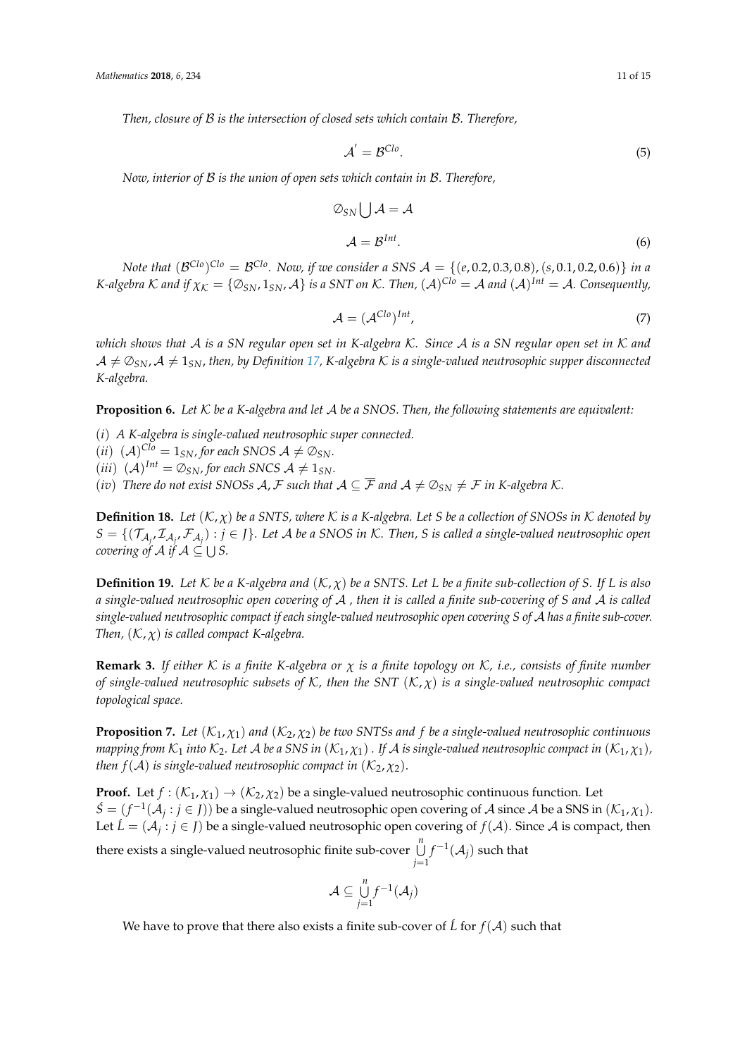*Then, closure of $\mathcal{B}$ is the intersection of closed sets which contain $\mathcal{B}$. Therefore,*

$$\mathcal{A}' = \mathcal{B}^{Clo}. \tag{5}$$

*Now, interior of $\mathcal{B}$ is the union of open sets which contain in $\mathcal{B}$. Therefore,*

$$\emptyset_{SN} \bigcup \mathcal{A} = \mathcal{A}$$

$$\mathcal{A} = \mathcal{B}^{Int}. \tag{6}$$

*Note that $(\mathcal{B}^{Clo})^{Clo} = \mathcal{B}^{Clo}$. Now, if we consider a SNS $\mathcal{A} = \{(e, 0.2, 0.3, 0.8), (s, 0.1, 0.2, 0.6)\}$ in a K-algebra $\mathcal{K}$ and if $\chi_{\mathcal{K}} = \{\emptyset_{SN}, 1_{SN}, \mathcal{A}\}$ is a SNT on $\mathcal{K}$. Then, $(\mathcal{A})^{Clo} = \mathcal{A}$ and $(\mathcal{A})^{Int} = \mathcal{A}$. Consequently,*

$$\mathcal{A} = (\mathcal{A}^{Clo})^{Int}, \tag{7}$$

*which shows that $\mathcal{A}$ is a SN regular open set in K-algebra $\mathcal{K}$. Since $\mathcal{A}$ is a SN regular open set in $\mathcal{K}$ and $\mathcal{A} \neq \emptyset_{SN}, \mathcal{A} \neq 1_{SN}$, then, by Definition 17, K-algebra $\mathcal{K}$ is a single-valued neutrosophic supper disconnected K-algebra.*

**Proposition 6.** *Let $\mathcal{K}$ be a K-algebra and let $\mathcal{A}$ be a SNOS. Then, the following statements are equivalent:*

(*i*) *A K-algebra is single-valued neutrosophic super connected.*
(*ii*) *$(\mathcal{A})^{Clo} = 1_{SN}$, for each SNOS $\mathcal{A} \neq \emptyset_{SN}$.*
(*iii*) *$(\mathcal{A})^{Int} = \emptyset_{SN}$, for each SNCS $\mathcal{A} \neq 1_{SN}$.*
(*iv*) *There do not exist SNOSs $\mathcal{A}, \mathcal{F}$ such that $\mathcal{A} \subseteq \overline{\mathcal{F}}$ and $\mathcal{A} \neq \emptyset_{SN} \neq \mathcal{F}$ in K-algebra $\mathcal{K}$.*

**Definition 18.** *Let $(\mathcal{K}, \chi)$ be a SNTS, where $\mathcal{K}$ is a K-algebra. Let $S$ be a collection of SNOSs in $\mathcal{K}$ denoted by $S = \{(\mathcal{T}_{\mathcal{A}_j}, \mathcal{I}_{\mathcal{A}_j}, \mathcal{F}_{\mathcal{A}_j}) : j \in J\}$. Let $\mathcal{A}$ be a SNOS in $\mathcal{K}$. Then, $S$ is called a single-valued neutrosophic open covering of $\mathcal{A}$ if $\mathcal{A} \subseteq \bigcup S$.*

**Definition 19.** *Let $\mathcal{K}$ be a K-algebra and $(\mathcal{K}, \chi)$ be a SNTS. Let $L$ be a finite sub-collection of $S$. If $L$ is also a single-valued neutrosophic open covering of $\mathcal{A}$ , then it is called a finite sub-covering of $S$ and $\mathcal{A}$ is called single-valued neutrosophic compact if each single-valued neutrosophic open covering $S$ of $\mathcal{A}$ has a finite sub-cover. Then, $(\mathcal{K}, \chi)$ is called compact K-algebra.*

**Remark 3.** *If either $\mathcal{K}$ is a finite K-algebra or $\chi$ is a finite topology on $\mathcal{K}$, i.e., consists of finite number of single-valued neutrosophic subsets of $\mathcal{K}$, then the SNT $(\mathcal{K}, \chi)$ is a single-valued neutrosophic compact topological space.*

**Proposition 7.** *Let $(\mathcal{K}_1, \chi_1)$ and $(\mathcal{K}_2, \chi_2)$ be two SNTSs and $f$ be a single-valued neutrosophic continuous mapping from $\mathcal{K}_1$ into $\mathcal{K}_2$. Let $\mathcal{A}$ be a SNS in $(\mathcal{K}_1, \chi_1)$ . If $\mathcal{A}$ is single-valued neutrosophic compact in $(\mathcal{K}_1, \chi_1)$, then $f(\mathcal{A})$ is single-valued neutrosophic compact in $(\mathcal{K}_2, \chi_2)$.*

**Proof.** Let $f : (\mathcal{K}_1, \chi_1) \to (\mathcal{K}_2, \chi_2)$ be a single-valued neutrosophic continuous function. Let $\acute{S} = (f^{-1}(\mathcal{A}_j : j \in J))$ be a single-valued neutrosophic open covering of $\mathcal{A}$ since $\mathcal{A}$ be a SNS in $(\mathcal{K}_1, \chi_1)$. Let $\acute{L} = (\mathcal{A}_j : j \in J)$ be a single-valued neutrosophic open covering of $f(\mathcal{A})$. Since $\mathcal{A}$ is compact, then there exists a single-valued neutrosophic finite sub-cover $\bigcup_{j=1}^{n} f^{-1}(\mathcal{A}_j)$ such that

$$\mathcal{A} \subseteq \bigcup_{j=1}^{n} f^{-1}(\mathcal{A}_j)$$

We have to prove that there also exists a finite sub-cover of $\acute{L}$ for $f(\mathcal{A})$ such that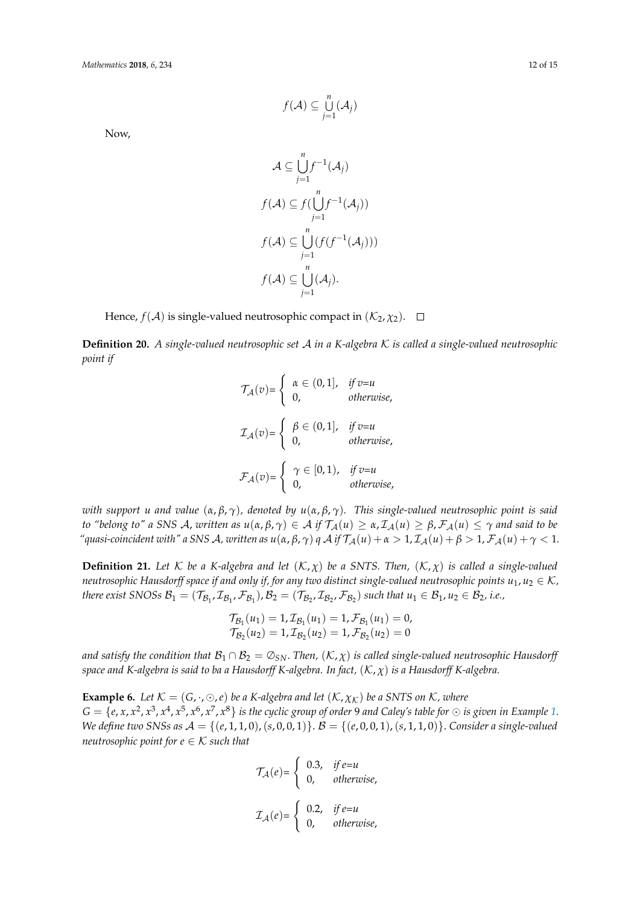$$f(\mathcal{A}) \subseteq \bigcup_{j=1}^{n} (\mathcal{A}_j)$$

Now,

$$\mathcal{A} \subseteq \bigcup_{j=1}^{n} f^{-1}(\mathcal{A}_j)$$

$$f(\mathcal{A}) \subseteq f(\bigcup_{j=1}^{n} f^{-1}(\mathcal{A}_j))$$

$$f(\mathcal{A}) \subseteq \bigcup_{j=1}^{n} (f(f^{-1}(\mathcal{A}_j)))$$

$$f(\mathcal{A}) \subseteq \bigcup_{j=1}^{n} (\mathcal{A}_j).$$

Hence, $f(\mathcal{A})$ is single-valued neutrosophic compact in $(\mathcal{K}_2, \chi_2)$. □

**Definition 20.** *A single-valued neutrosophic set $\mathcal{A}$ in a K-algebra $\mathcal{K}$ is called a single-valued neutrosophic point if*

$$\mathcal{T}_{\mathcal{A}}(v) = \begin{cases} \alpha \in (0,1], & \text{if } v=u \\ 0, & \text{otherwise,} \end{cases}$$

$$\mathcal{I}_{\mathcal{A}}(v) = \begin{cases} \beta \in (0,1], & \text{if } v=u \\ 0, & \text{otherwise,} \end{cases}$$

$$\mathcal{F}_{\mathcal{A}}(v) = \begin{cases} \gamma \in [0,1), & \text{if } v=u \\ 0, & \text{otherwise,} \end{cases}$$

*with support $u$ and value $(\alpha, \beta, \gamma)$, denoted by $u(\alpha, \beta, \gamma)$. This single-valued neutrosophic point is said to "belong to" a SNS $\mathcal{A}$, written as $u(\alpha, \beta, \gamma) \in \mathcal{A}$ if $\mathcal{T}_{\mathcal{A}}(u) \geq \alpha, \mathcal{I}_{\mathcal{A}}(u) \geq \beta, \mathcal{F}_{\mathcal{A}}(u) \leq \gamma$ and said to be "quasi-coincident with" a SNS $\mathcal{A}$, written as $u(\alpha, \beta, \gamma)\, q\, \mathcal{A}$ if $\mathcal{T}_{\mathcal{A}}(u) + \alpha > 1, \mathcal{I}_{\mathcal{A}}(u) + \beta > 1, \mathcal{F}_{\mathcal{A}}(u) + \gamma < 1$.*

**Definition 21.** *Let $\mathcal{K}$ be a K-algebra and let $(\mathcal{K}, \chi)$ be a SNTS. Then, $(\mathcal{K}, \chi)$ is called a single-valued neutrosophic Hausdorff space if and only if, for any two distinct single-valued neutrosophic points $u_1, u_2 \in \mathcal{K}$, there exist SNOSs $\mathcal{B}_1 = (\mathcal{T}_{\mathcal{B}_1}, \mathcal{I}_{\mathcal{B}_1}, \mathcal{F}_{\mathcal{B}_1}), \mathcal{B}_2 = (\mathcal{T}_{\mathcal{B}_2}, \mathcal{I}_{\mathcal{B}_2}, \mathcal{F}_{\mathcal{B}_2})$ such that $u_1 \in \mathcal{B}_1, u_2 \in \mathcal{B}_2$, i.e.,*

$$\mathcal{T}_{\mathcal{B}_1}(u_1) = 1, \mathcal{I}_{\mathcal{B}_1}(u_1) = 1, \mathcal{F}_{\mathcal{B}_1}(u_1) = 0,$$
$$\mathcal{T}_{\mathcal{B}_2}(u_2) = 1, \mathcal{I}_{\mathcal{B}_2}(u_2) = 1, \mathcal{F}_{\mathcal{B}_2}(u_2) = 0$$

*and satisfy the condition that $\mathcal{B}_1 \cap \mathcal{B}_2 = \emptyset_{SN}$. Then, $(\mathcal{K}, \chi)$ is called single-valued neutrosophic Hausdorff space and K-algebra is said to ba a Hausdorff K-algebra. In fact, $(\mathcal{K}, \chi)$ is a Hausdorff K-algebra.*

**Example 6.** *Let $\mathcal{K} = (G, \cdot, \odot, e)$ be a K-algebra and let $(\mathcal{K}, \chi_{\mathcal{K}})$ be a SNTS on $\mathcal{K}$, where $G = \{e, x, x^2, x^3, x^4, x^5, x^6, x^7, x^8\}$ is the cyclic group of order 9 and Caley's table for $\odot$ is given in Example 1. We define two SNSs as $\mathcal{A} = \{(e, 1, 1, 0), (s, 0, 0, 1)\}$. $\mathcal{B} = \{(e, 0, 0, 1), (s, 1, 1, 0)\}$. Consider a single-valued neutrosophic point for $e \in \mathcal{K}$ such that*

$$\mathcal{T}_{\mathcal{A}}(e) = \begin{cases} 0.3, & \text{if } e=u \\ 0, & \text{otherwise,} \end{cases}$$

$$\mathcal{I}_{\mathcal{A}}(e) = \begin{cases} 0.2, & \text{if } e=u \\ 0, & \text{otherwise,} \end{cases}$$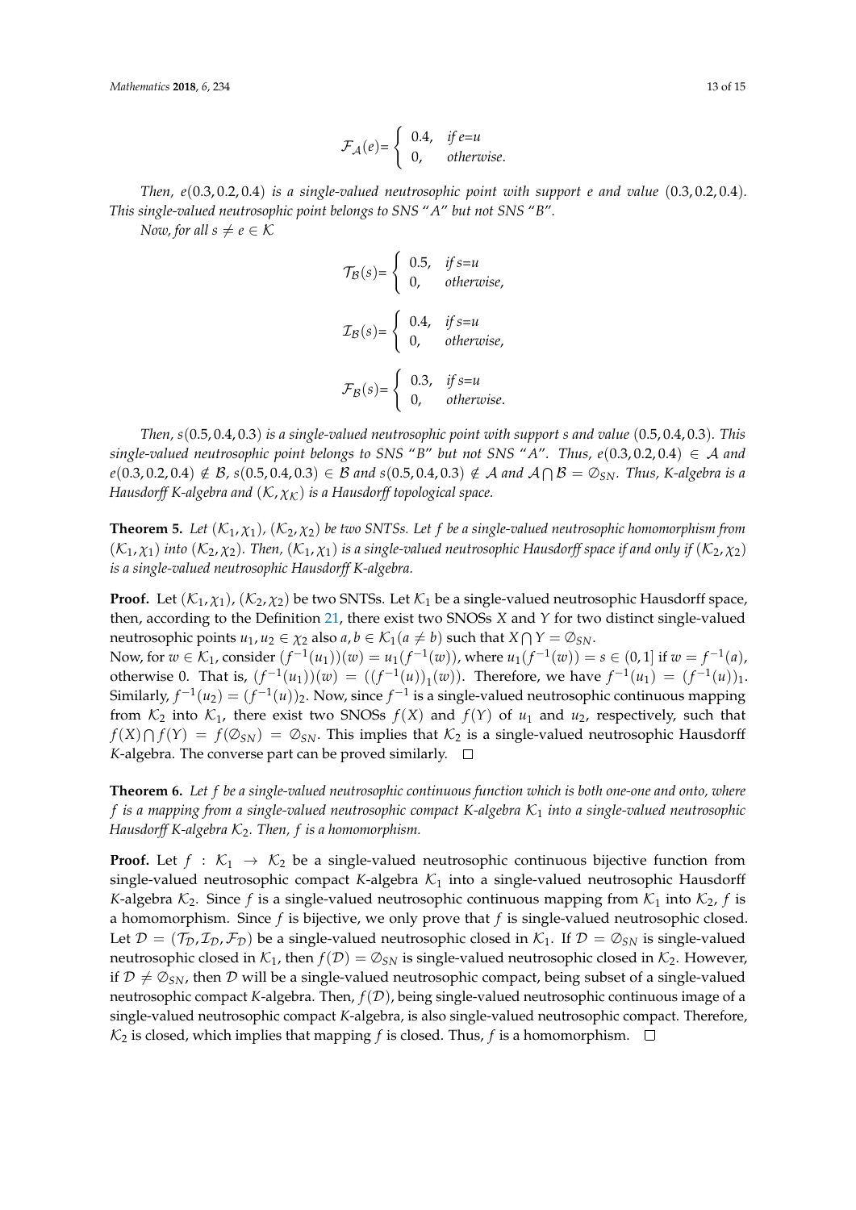$$\mathcal{F}_{\mathcal{A}}(e)= \begin{cases} 0.4, & \textit{if } e{=}u \\ 0, & \textit{otherwise.} \end{cases}$$

*Then, $e(0.3, 0.2, 0.4)$ is a single-valued neutrosophic point with support $e$ and value $(0.3, 0.2, 0.4)$. This single-valued neutrosophic point belongs to SNS "$A$" but not SNS "$B$".*

*Now, for all $s \neq e \in \mathcal{K}$*

$$\mathcal{T}_{\mathcal{B}}(s)= \begin{cases} 0.5, & \textit{if } s{=}u \\ 0, & \textit{otherwise,} \end{cases}$$

$$\mathcal{I}_{\mathcal{B}}(s)= \begin{cases} 0.4, & \textit{if } s{=}u \\ 0, & \textit{otherwise,} \end{cases}$$

$$\mathcal{F}_{\mathcal{B}}(s)= \begin{cases} 0.3, & \textit{if } s{=}u \\ 0, & \textit{otherwise.} \end{cases}$$

*Then, $s(0.5, 0.4, 0.3)$ is a single-valued neutrosophic point with support $s$ and value $(0.5, 0.4, 0.3)$. This single-valued neutrosophic point belongs to SNS "$B$" but not SNS "$A$". Thus, $e(0.3, 0.2, 0.4) \in \mathcal{A}$ and $e(0.3, 0.2, 0.4) \notin \mathcal{B}$, $s(0.5, 0.4, 0.3) \in \mathcal{B}$ and $s(0.5, 0.4, 0.3) \notin \mathcal{A}$ and $\mathcal{A} \bigcap \mathcal{B} = \emptyset_{SN}$. Thus, K-algebra is a Hausdorff K-algebra and $(\mathcal{K}, \chi_{\mathcal{K}})$ is a Hausdorff topological space.*

**Theorem 5.** *Let $(\mathcal{K}_1, \chi_1)$, $(\mathcal{K}_2, \chi_2)$ be two SNTSs. Let $f$ be a single-valued neutrosophic homomorphism from $(\mathcal{K}_1, \chi_1)$ into $(\mathcal{K}_2, \chi_2)$. Then, $(\mathcal{K}_1, \chi_1)$ is a single-valued neutrosophic Hausdorff space if and only if $(\mathcal{K}_2, \chi_2)$ is a single-valued neutrosophic Hausdorff K-algebra.*

**Proof.** Let $(\mathcal{K}_1, \chi_1)$, $(\mathcal{K}_2, \chi_2)$ be two SNTSs. Let $\mathcal{K}_1$ be a single-valued neutrosophic Hausdorff space, then, according to the Definition 21, there exist two SNOSs $X$ and $Y$ for two distinct single-valued neutrosophic points $u_1, u_2 \in \chi_2$ also $a, b \in \mathcal{K}_1 (a \neq b)$ such that $X \bigcap Y = \emptyset_{SN}$.
Now, for $w \in \mathcal{K}_1$, consider $(f^{-1}(u_1))(w) = u_1(f^{-1}(w))$, where $u_1(f^{-1}(w)) = s \in (0, 1]$ if $w = f^{-1}(a)$, otherwise 0. That is, $(f^{-1}(u_1))(w) = ((f^{-1}(u))_1(w))$. Therefore, we have $f^{-1}(u_1) = (f^{-1}(u))_1$. Similarly, $f^{-1}(u_2) = (f^{-1}(u))_2$. Now, since $f^{-1}$ is a single-valued neutrosophic continuous mapping from $\mathcal{K}_2$ into $\mathcal{K}_1$, there exist two SNOSs $f(X)$ and $f(Y)$ of $u_1$ and $u_2$, respectively, such that $f(X) \bigcap f(Y) = f(\emptyset_{SN}) = \emptyset_{SN}$. This implies that $\mathcal{K}_2$ is a single-valued neutrosophic Hausdorff $K$-algebra. The converse part can be proved similarly. □

**Theorem 6.** *Let $f$ be a single-valued neutrosophic continuous function which is both one-one and onto, where $f$ is a mapping from a single-valued neutrosophic compact K-algebra $\mathcal{K}_1$ into a single-valued neutrosophic Hausdorff K-algebra $\mathcal{K}_2$. Then, $f$ is a homomorphism.*

**Proof.** Let $f : \mathcal{K}_1 \rightarrow \mathcal{K}_2$ be a single-valued neutrosophic continuous bijective function from single-valued neutrosophic compact $K$-algebra $\mathcal{K}_1$ into a single-valued neutrosophic Hausdorff $K$-algebra $\mathcal{K}_2$. Since $f$ is a single-valued neutrosophic continuous mapping from $\mathcal{K}_1$ into $\mathcal{K}_2$, $f$ is a homomorphism. Since $f$ is bijective, we only prove that $f$ is single-valued neutrosophic closed. Let $\mathcal{D} = (\mathcal{T}_{\mathcal{D}}, \mathcal{I}_{\mathcal{D}}, \mathcal{F}_{\mathcal{D}})$ be a single-valued neutrosophic closed in $\mathcal{K}_1$. If $\mathcal{D} = \emptyset_{SN}$ is single-valued neutrosophic closed in $\mathcal{K}_1$, then $f(\mathcal{D}) = \emptyset_{SN}$ is single-valued neutrosophic closed in $\mathcal{K}_2$. However, if $\mathcal{D} \neq \emptyset_{SN}$, then $\mathcal{D}$ will be a single-valued neutrosophic compact, being subset of a single-valued neutrosophic compact $K$-algebra. Then, $f(\mathcal{D})$, being single-valued neutrosophic continuous image of a single-valued neutrosophic compact $K$-algebra, is also single-valued neutrosophic compact. Therefore, $\mathcal{K}_2$ is closed, which implies that mapping $f$ is closed. Thus, $f$ is a homomorphism. □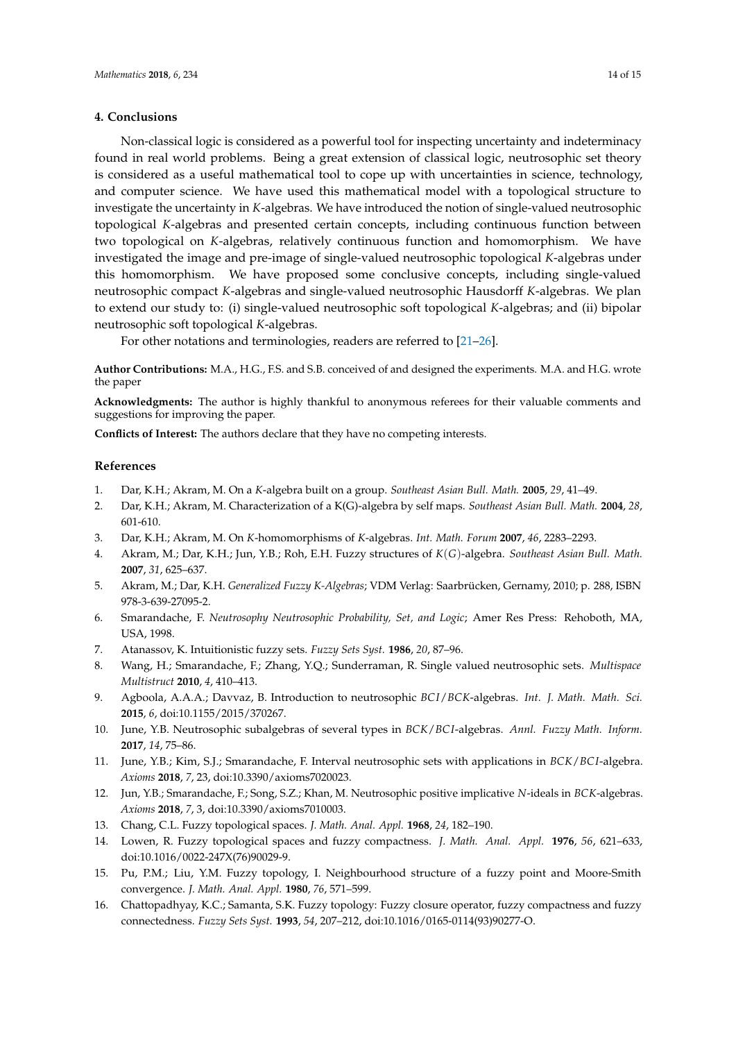## 4. Conclusions

Non-classical logic is considered as a powerful tool for inspecting uncertainty and indeterminacy found in real world problems. Being a great extension of classical logic, neutrosophic set theory is considered as a useful mathematical tool to cope up with uncertainties in science, technology, and computer science. We have used this mathematical model with a topological structure to investigate the uncertainty in *K*-algebras. We have introduced the notion of single-valued neutrosophic topological *K*-algebras and presented certain concepts, including continuous function between two topological on *K*-algebras, relatively continuous function and homomorphism. We have investigated the image and pre-image of single-valued neutrosophic topological *K*-algebras under this homomorphism. We have proposed some conclusive concepts, including single-valued neutrosophic compact *K*-algebras and single-valued neutrosophic Hausdorff *K*-algebras. We plan to extend our study to: (i) single-valued neutrosophic soft topological *K*-algebras; and (ii) bipolar neutrosophic soft topological *K*-algebras.

For other notations and terminologies, readers are referred to [21–26].

**Author Contributions:** M.A., H.G., F.S. and S.B. conceived of and designed the experiments. M.A. and H.G. wrote the paper

**Acknowledgments:** The author is highly thankful to anonymous referees for their valuable comments and suggestions for improving the paper.

**Conflicts of Interest:** The authors declare that they have no competing interests.

## References

1. Dar, K.H.; Akram, M. On a *K*-algebra built on a group. *Southeast Asian Bull. Math.* **2005**, *29*, 41–49.
2. Dar, K.H.; Akram, M. Characterization of a K(G)-algebra by self maps. *Southeast Asian Bull. Math.* **2004**, *28*, 601-610.
3. Dar, K.H.; Akram, M. On *K*-homomorphisms of *K*-algebras. *Int. Math. Forum* **2007**, *46*, 2283–2293.
4. Akram, M.; Dar, K.H.; Jun, Y.B.; Roh, E.H. Fuzzy structures of $K(G)$-algebra. *Southeast Asian Bull. Math.* **2007**, *31*, 625–637.
5. Akram, M.; Dar, K.H. *Generalized Fuzzy K-Algebras*; VDM Verlag: Saarbrücken, Gernamy, 2010; p. 288, ISBN 978-3-639-27095-2.
6. Smarandache, F. *Neutrosophy Neutrosophic Probability, Set, and Logic*; Amer Res Press: Rehoboth, MA, USA, 1998.
7. Atanassov, K. Intuitionistic fuzzy sets. *Fuzzy Sets Syst.* **1986**, *20*, 87–96.
8. Wang, H.; Smarandache, F.; Zhang, Y.Q.; Sunderraman, R. Single valued neutrosophic sets. *Multispace Multistruct* **2010**, *4*, 410–413.
9. Agboola, A.A.A.; Davvaz, B. Introduction to neutrosophic $BCI/BCK$-algebras. *Int. J. Math. Math. Sci.* **2015**, *6*, doi:10.1155/2015/370267.
10. June, Y.B. Neutrosophic subalgebras of several types in $BCK/BCI$-algebras. *Annl. Fuzzy Math. Inform.* **2017**, *14*, 75–86.
11. June, Y.B.; Kim, S.J.; Smarandache, F. Interval neutrosophic sets with applications in $BCK/BCI$-algebra. *Axioms* **2018**, *7*, 23, doi:10.3390/axioms7020023.
12. Jun, Y.B.; Smarandache, F.; Song, S.Z.; Khan, M. Neutrosophic positive implicative $N$-ideals in $BCK$-algebras. *Axioms* **2018**, *7*, 3, doi:10.3390/axioms7010003.
13. Chang, C.L. Fuzzy topological spaces. *J. Math. Anal. Appl.* **1968**, *24*, 182–190.
14. Lowen, R. Fuzzy topological spaces and fuzzy compactness. *J. Math. Anal. Appl.* **1976**, *56*, 621–633, doi:10.1016/0022-247X(76)90029-9.
15. Pu, P.M.; Liu, Y.M. Fuzzy topology, I. Neighbourhood structure of a fuzzy point and Moore-Smith convergence. *J. Math. Anal. Appl.* **1980**, *76*, 571–599.
16. Chattopadhyay, K.C.; Samanta, S.K. Fuzzy topology: Fuzzy closure operator, fuzzy compactness and fuzzy connectedness. *Fuzzy Sets Syst.* **1993**, *54*, 207–212, doi:10.1016/0165-0114(93)90277-O.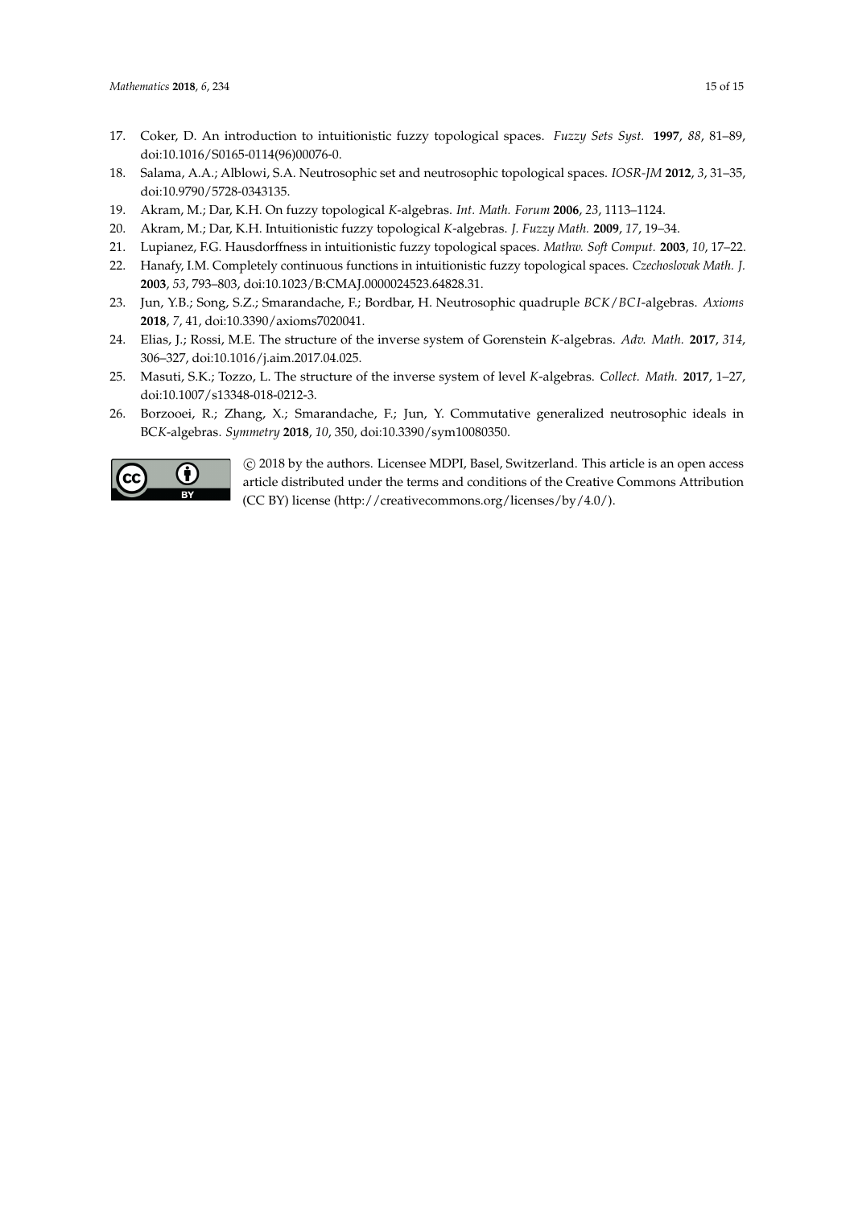17. Coker, D. An introduction to intuitionistic fuzzy topological spaces. *Fuzzy Sets Syst.* **1997**, *88*, 81–89, doi:10.1016/S0165-0114(96)00076-0.
18. Salama, A.A.; Alblowi, S.A. Neutrosophic set and neutrosophic topological spaces. *IOSR-JM* **2012**, *3*, 31–35, doi:10.9790/5728-0343135.
19. Akram, M.; Dar, K.H. On fuzzy topological *K*-algebras. *Int. Math. Forum* **2006**, *23*, 1113–1124.
20. Akram, M.; Dar, K.H. Intuitionistic fuzzy topological *K*-algebras. *J. Fuzzy Math.* **2009**, *17*, 19–34.
21. Lupianez, F.G. Hausdorffness in intuitionistic fuzzy topological spaces. *Mathw. Soft Comput.* **2003**, *10*, 17–22.
22. Hanafy, I.M. Completely continuous functions in intuitionistic fuzzy topological spaces. *Czechoslovak Math. J.* **2003**, *53*, 793–803, doi:10.1023/B:CMAJ.0000024523.64828.31.
23. Jun, Y.B.; Song, S.Z.; Smarandache, F.; Bordbar, H. Neutrosophic quadruple *BCK*/*BCI*-algebras. *Axioms* **2018**, *7*, 41, doi:10.3390/axioms7020041.
24. Elias, J.; Rossi, M.E. The structure of the inverse system of Gorenstein *K*-algebras. *Adv. Math.* **2017**, *314*, 306–327, doi:10.1016/j.aim.2017.04.025.
25. Masuti, S.K.; Tozzo, L. The structure of the inverse system of level *K*-algebras. *Collect. Math.* **2017**, 1–27, doi:10.1007/s13348-018-0212-3.
26. Borzooei, R.; Zhang, X.; Smarandache, F.; Jun, Y. Commutative generalized neutrosophic ideals in BC*K*-algebras. *Symmetry* **2018**, *10*, 350, doi:10.3390/sym10080350.

© 2018 by the authors. Licensee MDPI, Basel, Switzerland. This article is an open access article distributed under the terms and conditions of the Creative Commons Attribution (CC BY) license (http://creativecommons.org/licenses/by/4.0/).